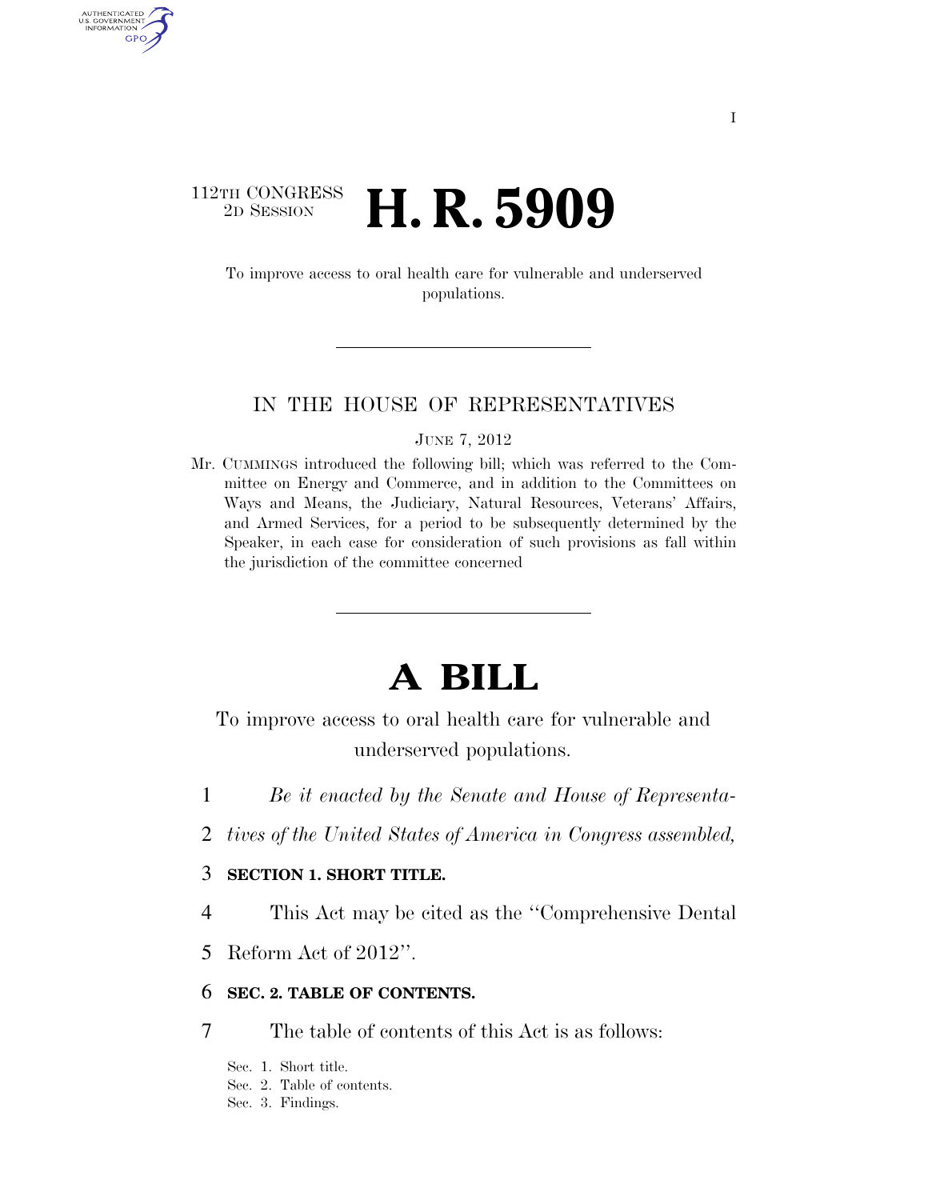I

112TH CONGRESS
2D SESSION

# H. R. 5909

To improve access to oral health care for vulnerable and underserved populations.

IN THE HOUSE OF REPRESENTATIVES

JUNE 7, 2012

Mr. CUMMINGS introduced the following bill; which was referred to the Committee on Energy and Commerce, and in addition to the Committees on Ways and Means, the Judiciary, Natural Resources, Veterans' Affairs, and Armed Services, for a period to be subsequently determined by the Speaker, in each case for consideration of such provisions as fall within the jurisdiction of the committee concerned

# A BILL

To improve access to oral health care for vulnerable and underserved populations.

1 *Be it enacted by the Senate and House of Representa-*
2 *tives of the United States of America in Congress assembled,*

3 **SECTION 1. SHORT TITLE.**

4 This Act may be cited as the ''Comprehensive Dental
5 Reform Act of 2012''.

6 **SEC. 2. TABLE OF CONTENTS.**

7 The table of contents of this Act is as follows:

Sec. 1. Short title.
Sec. 2. Table of contents.
Sec. 3. Findings.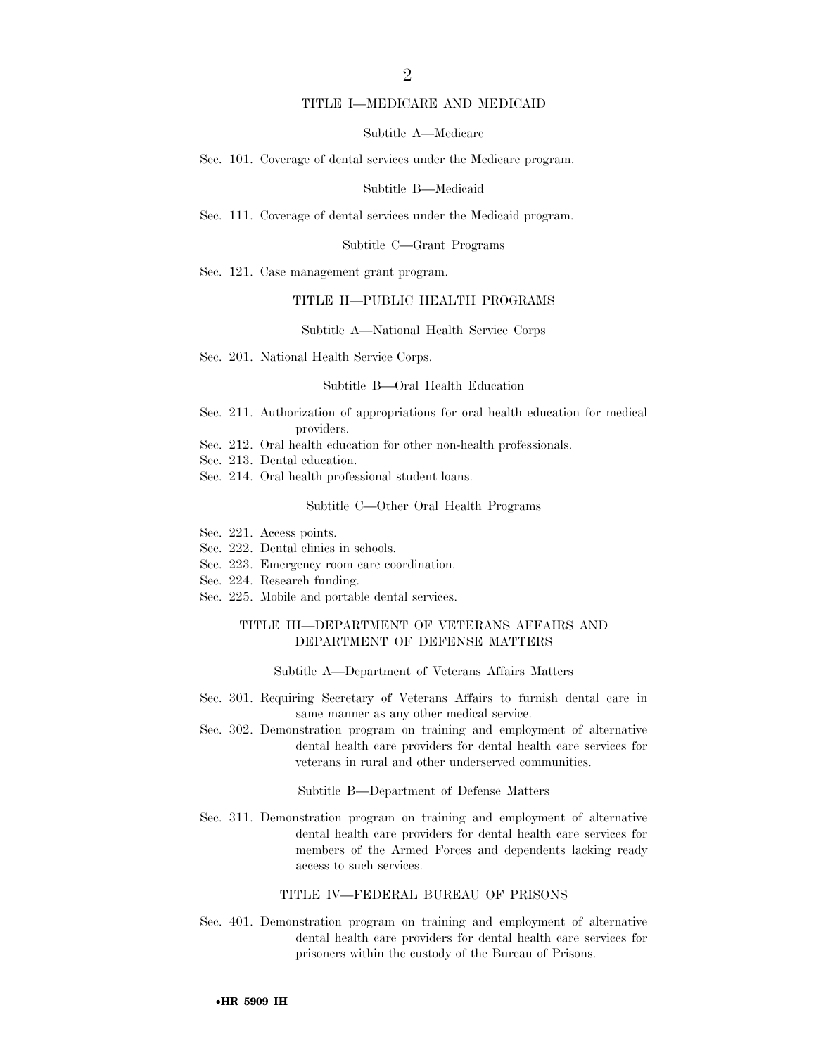## TITLE I—MEDICARE AND MEDICAID

### Subtitle A—Medicare

Sec. 101. Coverage of dental services under the Medicare program.

### Subtitle B—Medicaid

Sec. 111. Coverage of dental services under the Medicaid program.

### Subtitle C—Grant Programs

Sec. 121. Case management grant program.

## TITLE II—PUBLIC HEALTH PROGRAMS

### Subtitle A—National Health Service Corps

Sec. 201. National Health Service Corps.

### Subtitle B—Oral Health Education

Sec. 211. Authorization of appropriations for oral health education for medical providers.
Sec. 212. Oral health education for other non-health professionals.
Sec. 213. Dental education.
Sec. 214. Oral health professional student loans.

### Subtitle C—Other Oral Health Programs

Sec. 221. Access points.
Sec. 222. Dental clinics in schools.
Sec. 223. Emergency room care coordination.
Sec. 224. Research funding.
Sec. 225. Mobile and portable dental services.

## TITLE III—DEPARTMENT OF VETERANS AFFAIRS AND DEPARTMENT OF DEFENSE MATTERS

### Subtitle A—Department of Veterans Affairs Matters

Sec. 301. Requiring Secretary of Veterans Affairs to furnish dental care in same manner as any other medical service.
Sec. 302. Demonstration program on training and employment of alternative dental health care providers for dental health care services for veterans in rural and other underserved communities.

### Subtitle B—Department of Defense Matters

Sec. 311. Demonstration program on training and employment of alternative dental health care providers for dental health care services for members of the Armed Forces and dependents lacking ready access to such services.

## TITLE IV—FEDERAL BUREAU OF PRISONS

Sec. 401. Demonstration program on training and employment of alternative dental health care providers for dental health care services for prisoners within the custody of the Bureau of Prisons.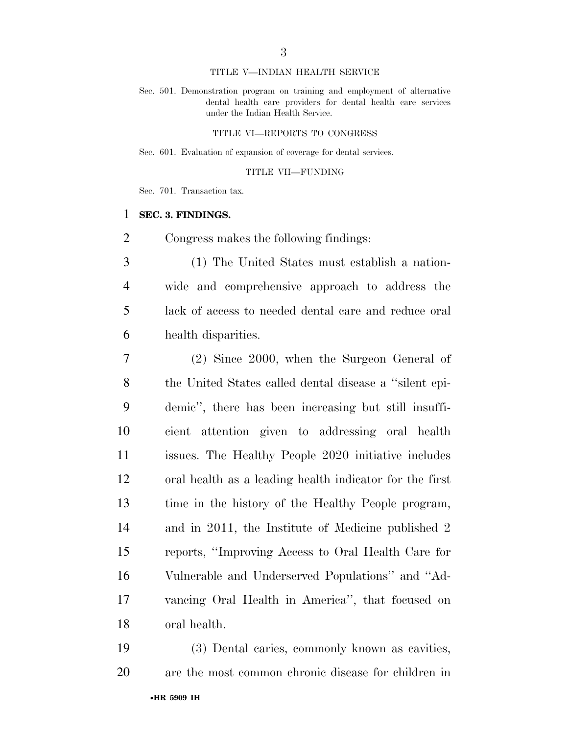TITLE V—INDIAN HEALTH SERVICE

Sec. 501. Demonstration program on training and employment of alternative dental health care providers for dental health care services under the Indian Health Service.

TITLE VI—REPORTS TO CONGRESS

Sec. 601. Evaluation of expansion of coverage for dental services.

TITLE VII—FUNDING

Sec. 701. Transaction tax.

**SEC. 3. FINDINGS.**

Congress makes the following findings:

(1) The United States must establish a nationwide and comprehensive approach to address the lack of access to needed dental care and reduce oral health disparities.

(2) Since 2000, when the Surgeon General of the United States called dental disease a ''silent epidemic'', there has been increasing but still insufficient attention given to addressing oral health issues. The Healthy People 2020 initiative includes oral health as a leading health indicator for the first time in the history of the Healthy People program, and in 2011, the Institute of Medicine published 2 reports, ''Improving Access to Oral Health Care for Vulnerable and Underserved Populations'' and ''Advancing Oral Health in America'', that focused on oral health.

(3) Dental caries, commonly known as cavities, are the most common chronic disease for children in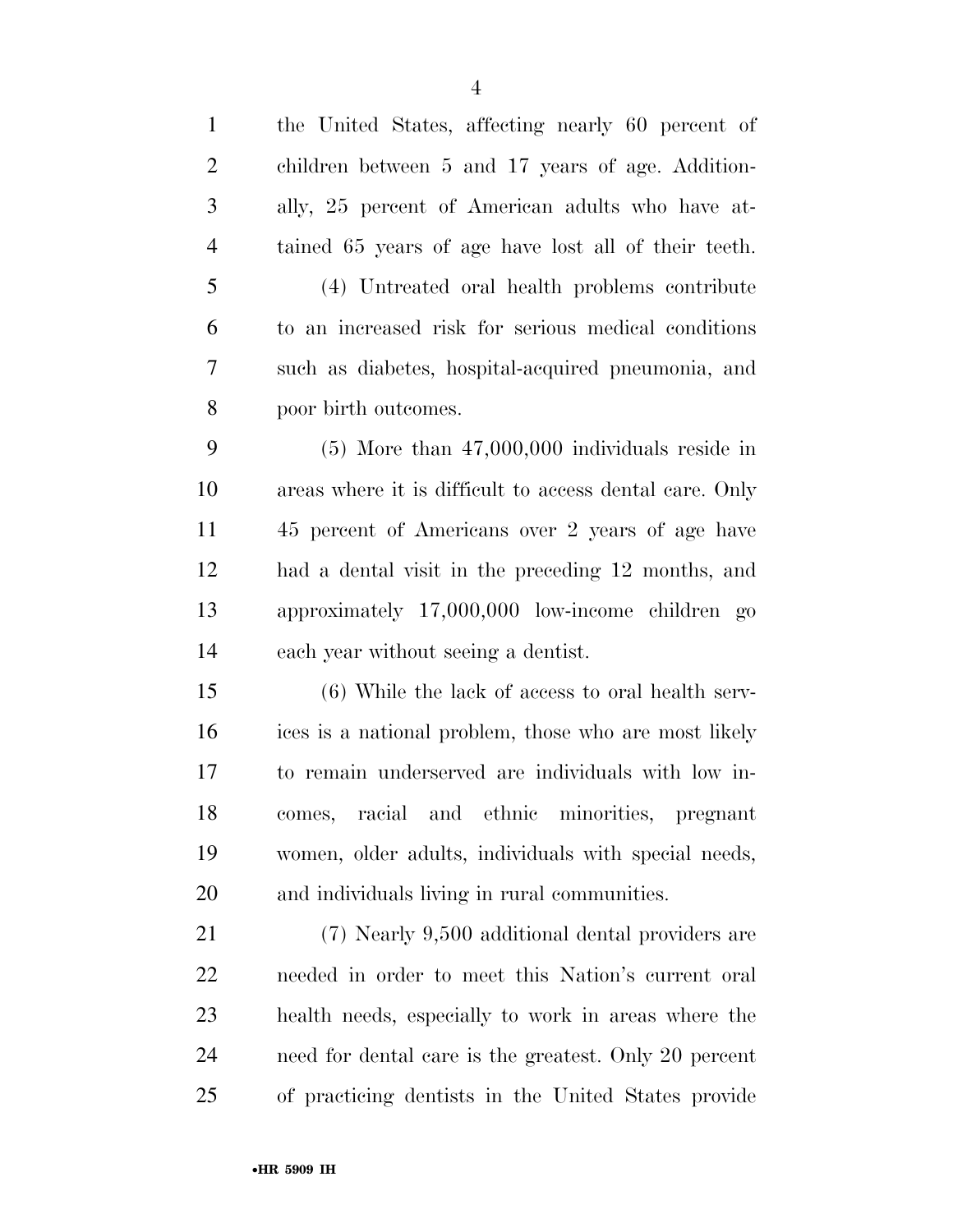the United States, affecting nearly 60 percent of children between 5 and 17 years of age. Additionally, 25 percent of American adults who have attained 65 years of age have lost all of their teeth.

(4) Untreated oral health problems contribute to an increased risk for serious medical conditions such as diabetes, hospital-acquired pneumonia, and poor birth outcomes.

(5) More than 47,000,000 individuals reside in areas where it is difficult to access dental care. Only 45 percent of Americans over 2 years of age have had a dental visit in the preceding 12 months, and approximately 17,000,000 low-income children go each year without seeing a dentist.

(6) While the lack of access to oral health services is a national problem, those who are most likely to remain underserved are individuals with low incomes, racial and ethnic minorities, pregnant women, older adults, individuals with special needs, and individuals living in rural communities.

(7) Nearly 9,500 additional dental providers are needed in order to meet this Nation's current oral health needs, especially to work in areas where the need for dental care is the greatest. Only 20 percent of practicing dentists in the United States provide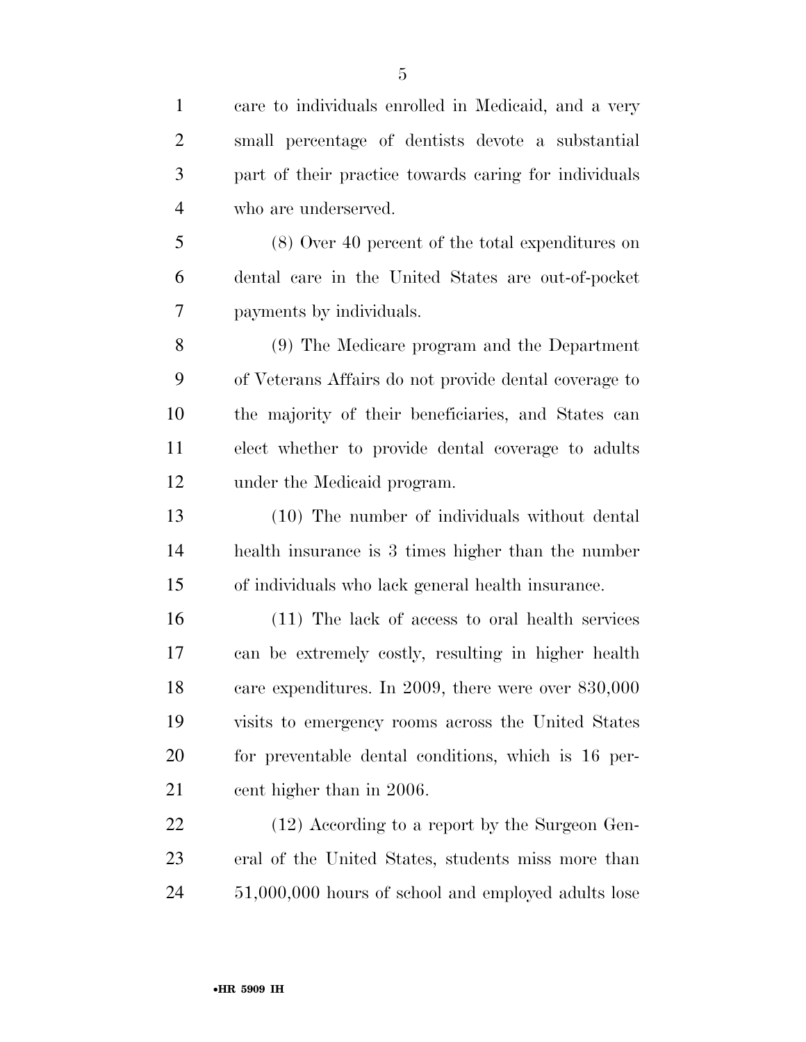care to individuals enrolled in Medicaid, and a very small percentage of dentists devote a substantial part of their practice towards caring for individuals who are underserved.

(8) Over 40 percent of the total expenditures on dental care in the United States are out-of-pocket payments by individuals.

(9) The Medicare program and the Department of Veterans Affairs do not provide dental coverage to the majority of their beneficiaries, and States can elect whether to provide dental coverage to adults under the Medicaid program.

(10) The number of individuals without dental health insurance is 3 times higher than the number of individuals who lack general health insurance.

(11) The lack of access to oral health services can be extremely costly, resulting in higher health care expenditures. In 2009, there were over 830,000 visits to emergency rooms across the United States for preventable dental conditions, which is 16 percent higher than in 2006.

(12) According to a report by the Surgeon General of the United States, students miss more than 51,000,000 hours of school and employed adults lose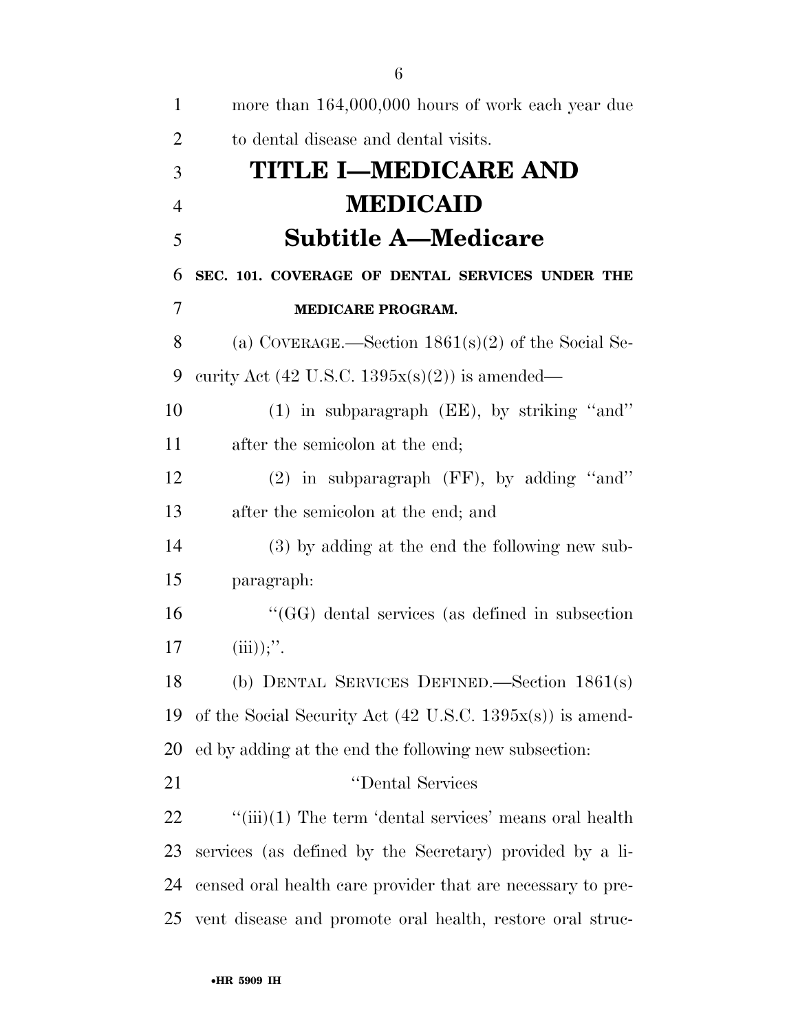more than 164,000,000 hours of work each year due to dental disease and dental visits.

# TITLE I—MEDICARE AND MEDICAID

## Subtitle A—Medicare

### SEC. 101. COVERAGE OF DENTAL SERVICES UNDER THE MEDICARE PROGRAM.

(a) COVERAGE.—Section 1861(s)(2) of the Social Security Act (42 U.S.C. 1395x(s)(2)) is amended—

(1) in subparagraph (EE), by striking ''and'' after the semicolon at the end;

(2) in subparagraph (FF), by adding ''and'' after the semicolon at the end; and

(3) by adding at the end the following new subparagraph:

''(GG) dental services (as defined in subsection (iii));''.

(b) DENTAL SERVICES DEFINED.—Section 1861(s) of the Social Security Act (42 U.S.C. 1395x(s)) is amended by adding at the end the following new subsection:

''Dental Services

''(iii)(1) The term 'dental services' means oral health services (as defined by the Secretary) provided by a licensed oral health care provider that are necessary to prevent disease and promote oral health, restore oral struc-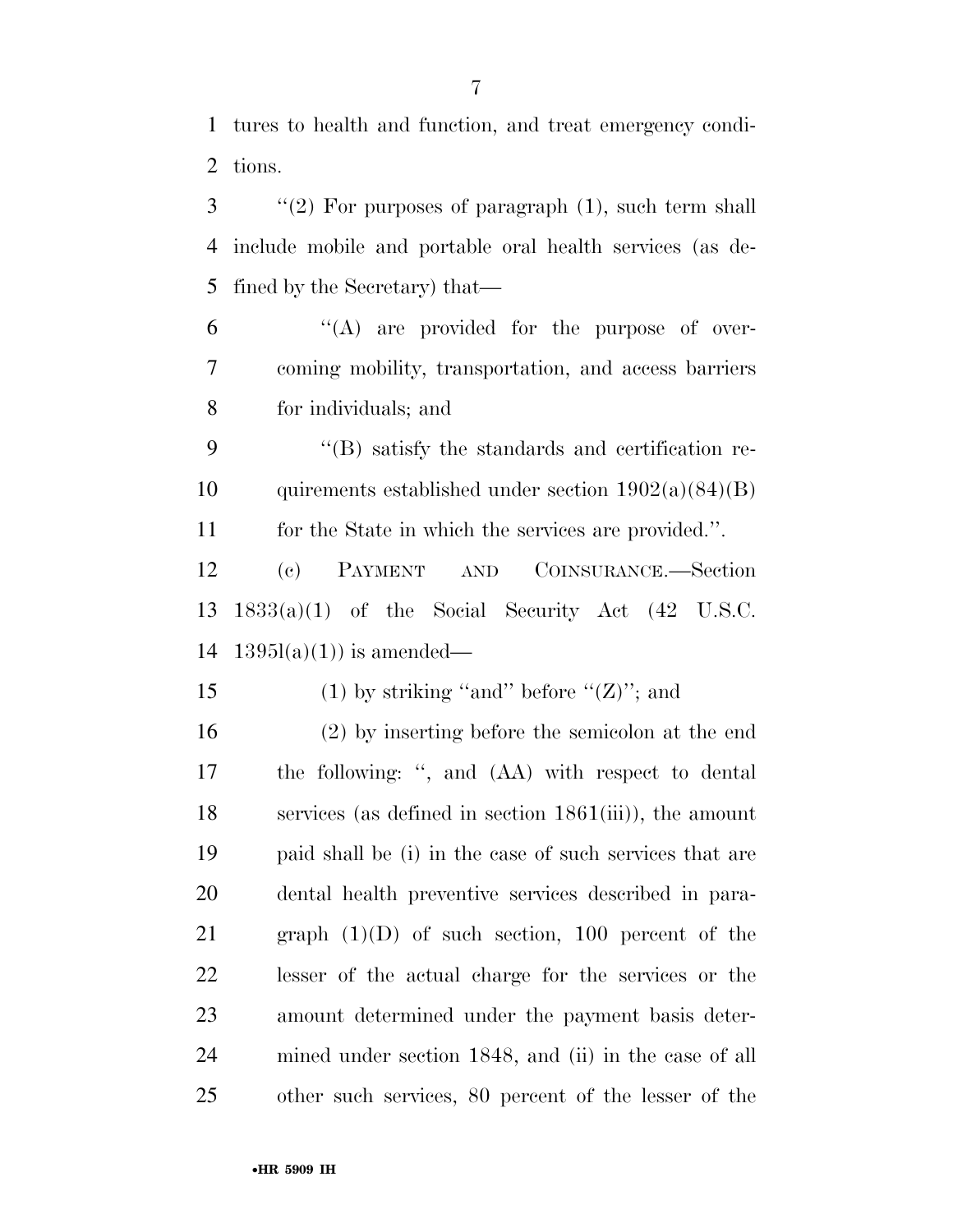tures to health and function, and treat emergency conditions.

"(2) For purposes of paragraph (1), such term shall include mobile and portable oral health services (as defined by the Secretary) that—

"(A) are provided for the purpose of overcoming mobility, transportation, and access barriers for individuals; and

"(B) satisfy the standards and certification requirements established under section 1902(a)(84)(B) for the State in which the services are provided.".

(c) PAYMENT AND COINSURANCE.—Section 1833(a)(1) of the Social Security Act (42 U.S.C. 1395l(a)(1)) is amended—

(1) by striking "and" before "(Z)"; and

(2) by inserting before the semicolon at the end the following: ", and (AA) with respect to dental services (as defined in section 1861(iii)), the amount paid shall be (i) in the case of such services that are dental health preventive services described in paragraph (1)(D) of such section, 100 percent of the lesser of the actual charge for the services or the amount determined under the payment basis determined under section 1848, and (ii) in the case of all other such services, 80 percent of the lesser of the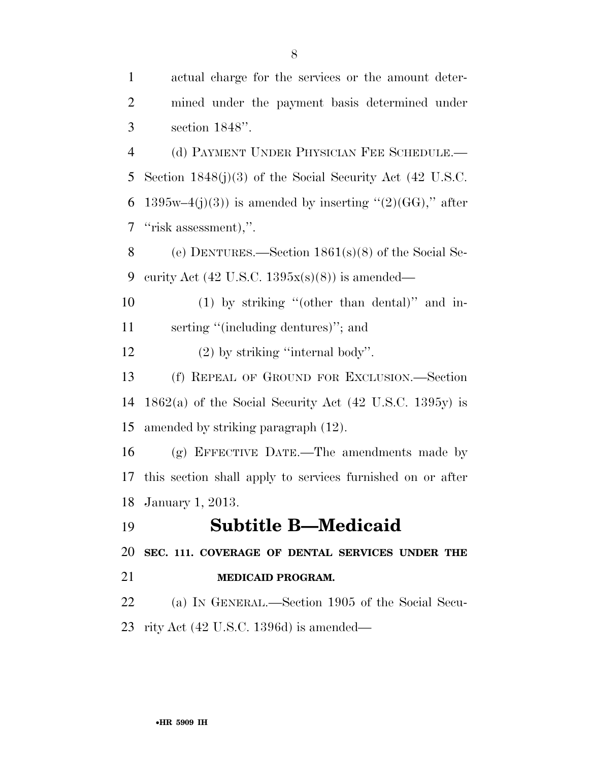actual charge for the services or the amount determined under the payment basis determined under section 1848''.

(d) PAYMENT UNDER PHYSICIAN FEE SCHEDULE.—Section 1848(j)(3) of the Social Security Act (42 U.S.C. 1395w–4(j)(3)) is amended by inserting ''(2)(GG),'' after ''risk assessment),''.

(e) DENTURES.—Section 1861(s)(8) of the Social Security Act (42 U.S.C. 1395x(s)(8)) is amended—

(1) by striking ''(other than dental)'' and inserting ''(including dentures)''; and

(2) by striking ''internal body''.

(f) REPEAL OF GROUND FOR EXCLUSION.—Section 1862(a) of the Social Security Act (42 U.S.C. 1395y) is amended by striking paragraph (12).

(g) EFFECTIVE DATE.—The amendments made by this section shall apply to services furnished on or after January 1, 2013.

## Subtitle B—Medicaid

### SEC. 111. COVERAGE OF DENTAL SERVICES UNDER THE MEDICAID PROGRAM.

(a) IN GENERAL.—Section 1905 of the Social Security Act (42 U.S.C. 1396d) is amended—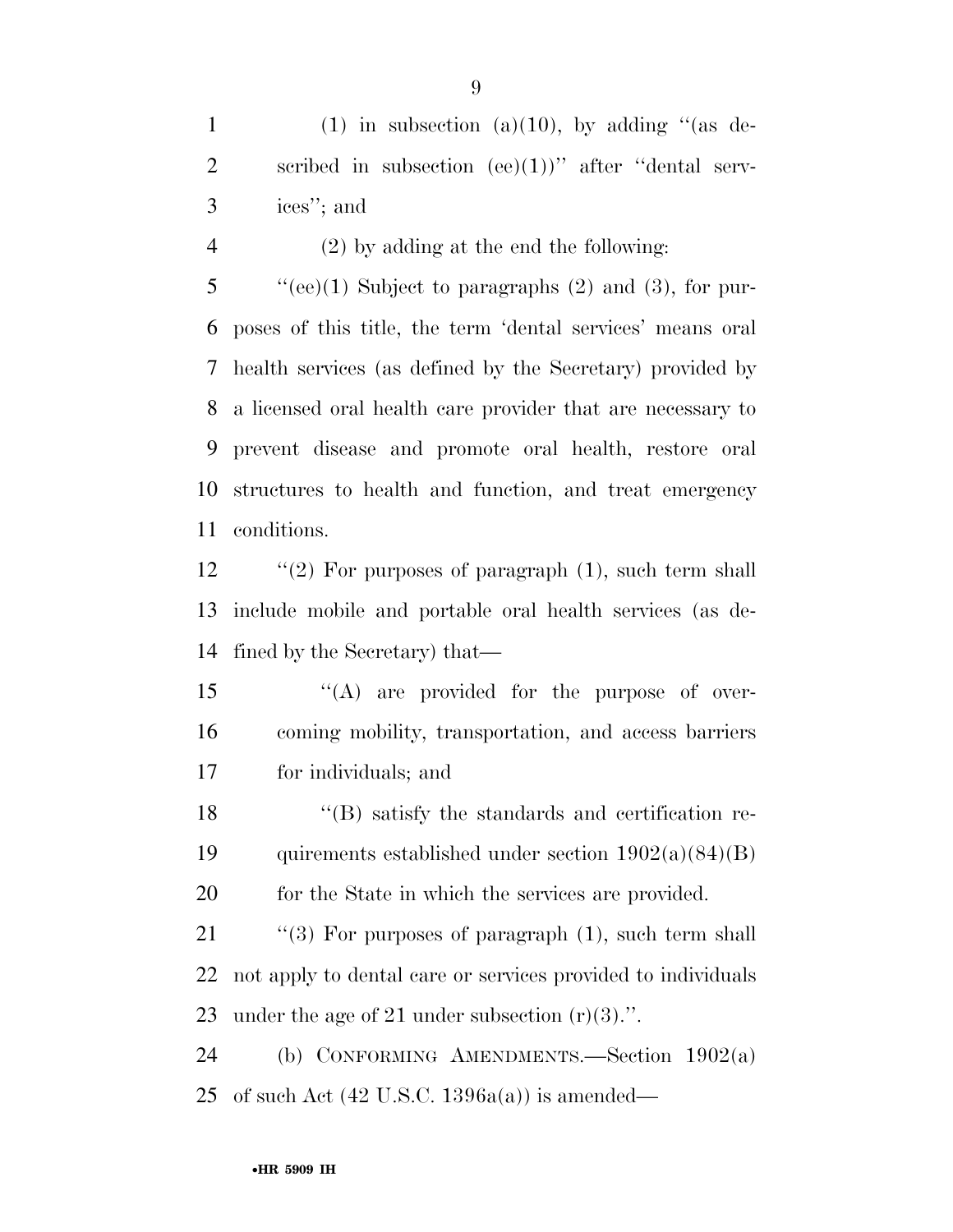(1) in subsection (a)(10), by adding ''(as described in subsection (ee)(1))'' after ''dental services''; and

(2) by adding at the end the following:

''(ee)(1) Subject to paragraphs (2) and (3), for purposes of this title, the term 'dental services' means oral health services (as defined by the Secretary) provided by a licensed oral health care provider that are necessary to prevent disease and promote oral health, restore oral structures to health and function, and treat emergency conditions.

''(2) For purposes of paragraph (1), such term shall include mobile and portable oral health services (as defined by the Secretary) that—

''(A) are provided for the purpose of overcoming mobility, transportation, and access barriers for individuals; and

''(B) satisfy the standards and certification requirements established under section 1902(a)(84)(B) for the State in which the services are provided.

''(3) For purposes of paragraph (1), such term shall not apply to dental care or services provided to individuals under the age of 21 under subsection (r)(3).''.

(b) CONFORMING AMENDMENTS.—Section 1902(a) of such Act (42 U.S.C. 1396a(a)) is amended—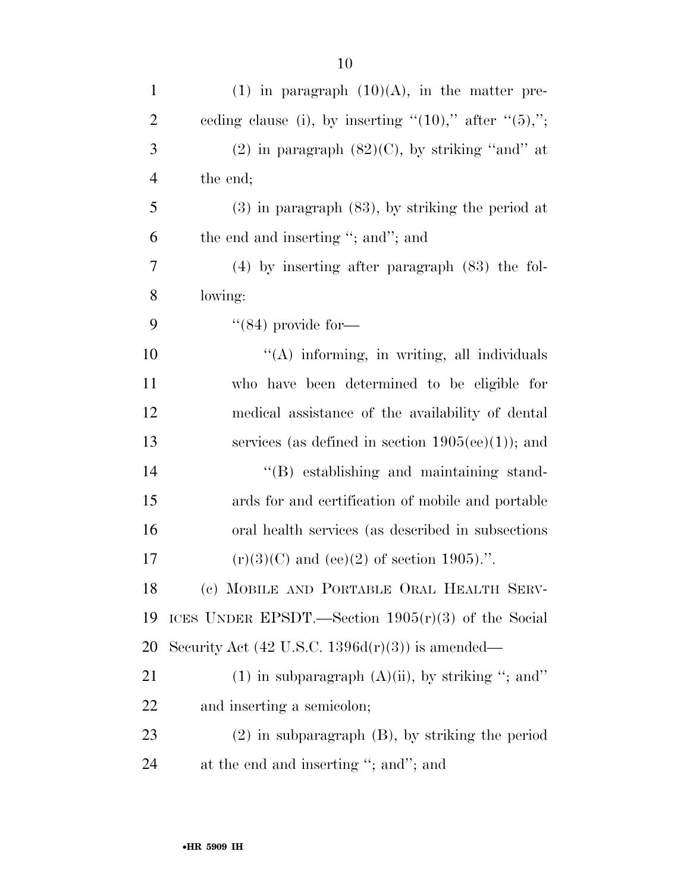(1) in paragraph (10)(A), in the matter preceding clause (i), by inserting ''(10),'' after ''(5),'';

(2) in paragraph (82)(C), by striking ''and'' at the end;

(3) in paragraph (83), by striking the period at the end and inserting ''; and''; and

(4) by inserting after paragraph (83) the following:

''(84) provide for—

''(A) informing, in writing, all individuals who have been determined to be eligible for medical assistance of the availability of dental services (as defined in section 1905(ee)(1)); and

''(B) establishing and maintaining standards for and certification of mobile and portable oral health services (as described in subsections (r)(3)(C) and (ee)(2) of section 1905).''.

(c) MOBILE AND PORTABLE ORAL HEALTH SERVICES UNDER EPSDT.—Section 1905(r)(3) of the Social Security Act (42 U.S.C. 1396d(r)(3)) is amended—

(1) in subparagraph (A)(ii), by striking ''; and'' and inserting a semicolon;

(2) in subparagraph (B), by striking the period at the end and inserting ''; and''; and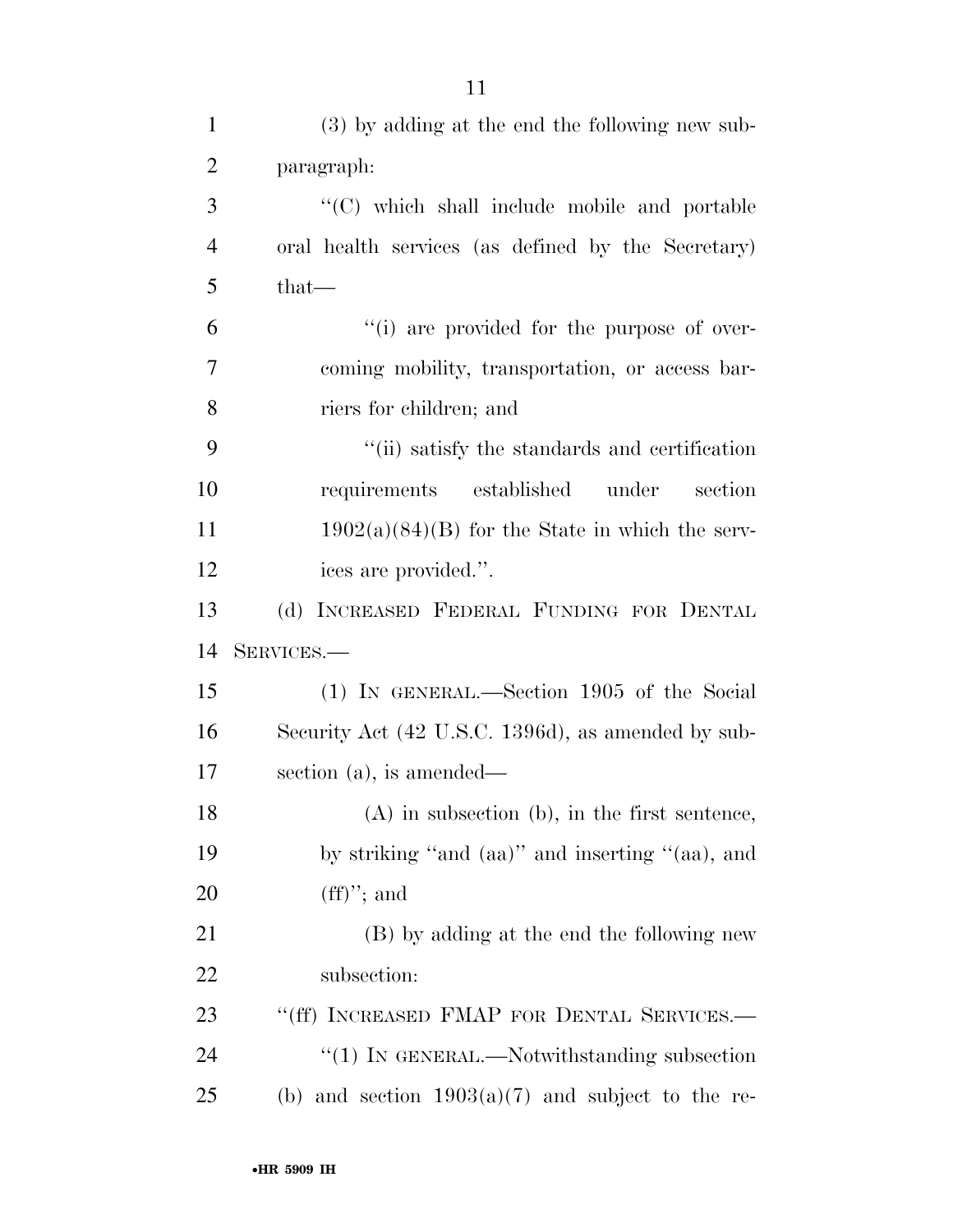(3) by adding at the end the following new subparagraph:

"(C) which shall include mobile and portable oral health services (as defined by the Secretary) that—

"(i) are provided for the purpose of overcoming mobility, transportation, or access barriers for children; and

"(ii) satisfy the standards and certification requirements established under section 1902(a)(84)(B) for the State in which the services are provided.".

(d) INCREASED FEDERAL FUNDING FOR DENTAL SERVICES.—

(1) IN GENERAL.—Section 1905 of the Social Security Act (42 U.S.C. 1396d), as amended by subsection (a), is amended—

(A) in subsection (b), in the first sentence, by striking "and (aa)" and inserting "(aa), and (ff)"; and

(B) by adding at the end the following new subsection:

"(ff) INCREASED FMAP FOR DENTAL SERVICES.—

"(1) IN GENERAL.—Notwithstanding subsection (b) and section 1903(a)(7) and subject to the re-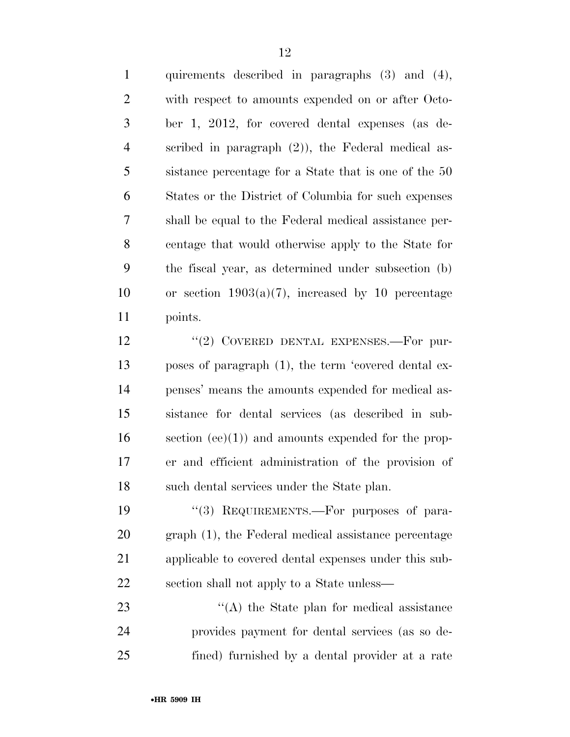quirements described in paragraphs (3) and (4), with respect to amounts expended on or after October 1, 2012, for covered dental expenses (as described in paragraph (2)), the Federal medical assistance percentage for a State that is one of the 50 States or the District of Columbia for such expenses shall be equal to the Federal medical assistance percentage that would otherwise apply to the State for the fiscal year, as determined under subsection (b) or section 1903(a)(7), increased by 10 percentage points.

"(2) COVERED DENTAL EXPENSES.—For purposes of paragraph (1), the term 'covered dental expenses' means the amounts expended for medical assistance for dental services (as described in subsection (ee)(1)) and amounts expended for the proper and efficient administration of the provision of such dental services under the State plan.

"(3) REQUIREMENTS.—For purposes of paragraph (1), the Federal medical assistance percentage applicable to covered dental expenses under this subsection shall not apply to a State unless—

"(A) the State plan for medical assistance provides payment for dental services (as so defined) furnished by a dental provider at a rate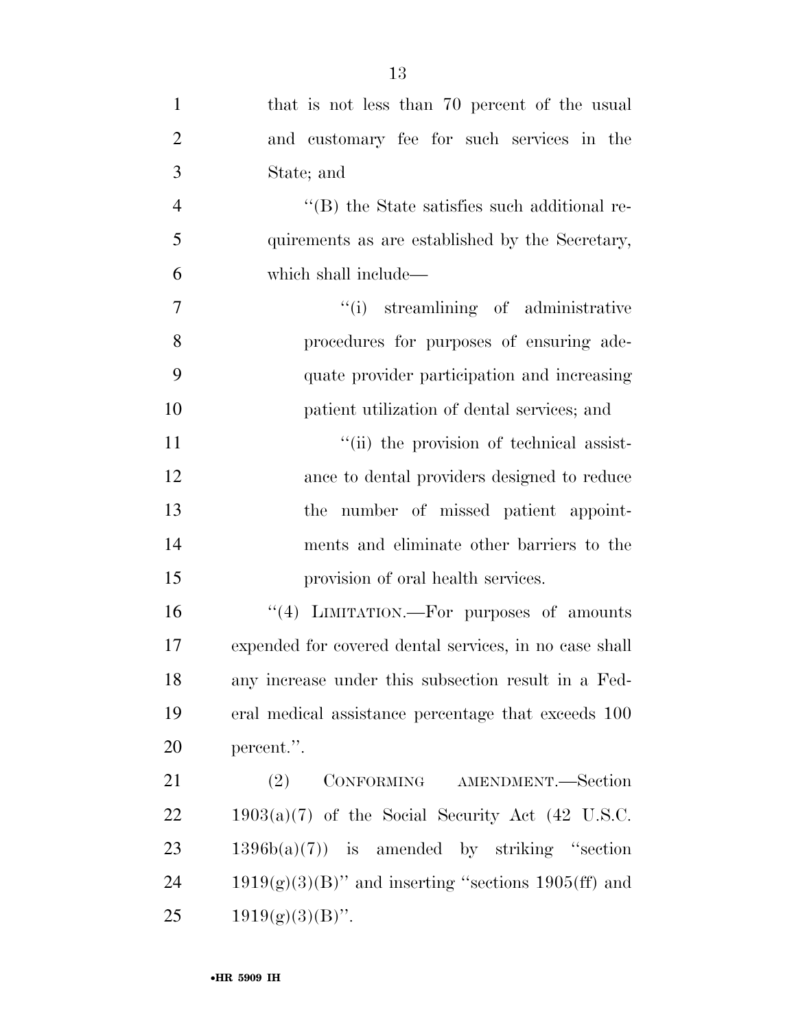that is not less than 70 percent of the usual and customary fee for such services in the State; and

''(B) the State satisfies such additional requirements as are established by the Secretary, which shall include—

''(i) streamlining of administrative procedures for purposes of ensuring adequate provider participation and increasing patient utilization of dental services; and

''(ii) the provision of technical assistance to dental providers designed to reduce the number of missed patient appointments and eliminate other barriers to the provision of oral health services.

''(4) LIMITATION.—For purposes of amounts expended for covered dental services, in no case shall any increase under this subsection result in a Federal medical assistance percentage that exceeds 100 percent.''.

(2) CONFORMING AMENDMENT.—Section 1903(a)(7) of the Social Security Act (42 U.S.C. 1396b(a)(7)) is amended by striking ''section 1919(g)(3)(B)'' and inserting ''sections 1905(ff) and 1919(g)(3)(B)''.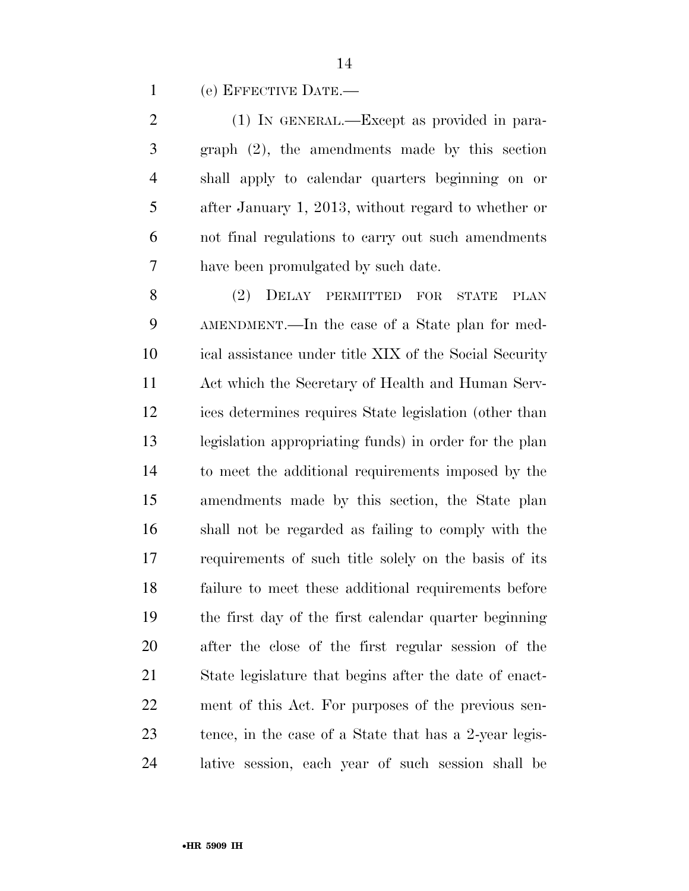(e) EFFECTIVE DATE.—

(1) IN GENERAL.—Except as provided in paragraph (2), the amendments made by this section shall apply to calendar quarters beginning on or after January 1, 2013, without regard to whether or not final regulations to carry out such amendments have been promulgated by such date.

(2) DELAY PERMITTED FOR STATE PLAN AMENDMENT.—In the case of a State plan for medical assistance under title XIX of the Social Security Act which the Secretary of Health and Human Services determines requires State legislation (other than legislation appropriating funds) in order for the plan to meet the additional requirements imposed by the amendments made by this section, the State plan shall not be regarded as failing to comply with the requirements of such title solely on the basis of its failure to meet these additional requirements before the first day of the first calendar quarter beginning after the close of the first regular session of the State legislature that begins after the date of enactment of this Act. For purposes of the previous sentence, in the case of a State that has a 2-year legislative session, each year of such session shall be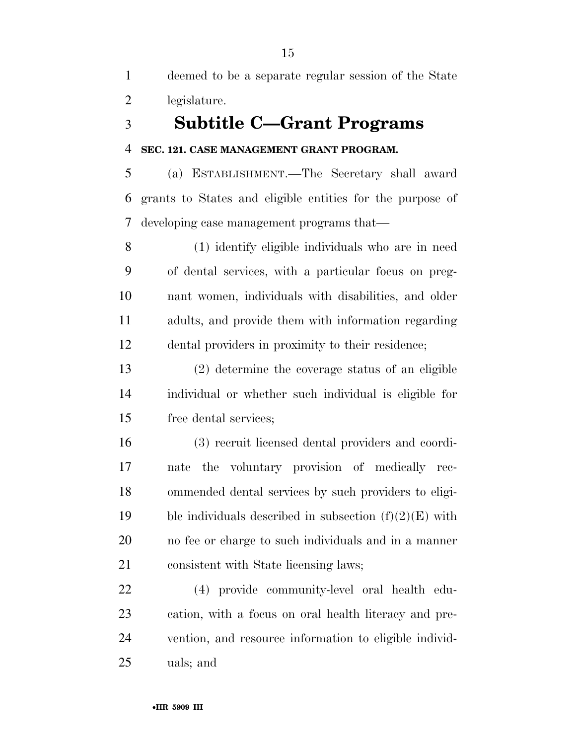deemed to be a separate regular session of the State legislature.

## Subtitle C—Grant Programs

**SEC. 121. CASE MANAGEMENT GRANT PROGRAM.**

(a) ESTABLISHMENT.—The Secretary shall award grants to States and eligible entities for the purpose of developing case management programs that—

(1) identify eligible individuals who are in need of dental services, with a particular focus on pregnant women, individuals with disabilities, and older adults, and provide them with information regarding dental providers in proximity to their residence;

(2) determine the coverage status of an eligible individual or whether such individual is eligible for free dental services;

(3) recruit licensed dental providers and coordinate the voluntary provision of medically recommended dental services by such providers to eligible individuals described in subsection (f)(2)(E) with no fee or charge to such individuals and in a manner consistent with State licensing laws;

(4) provide community-level oral health education, with a focus on oral health literacy and prevention, and resource information to eligible individuals; and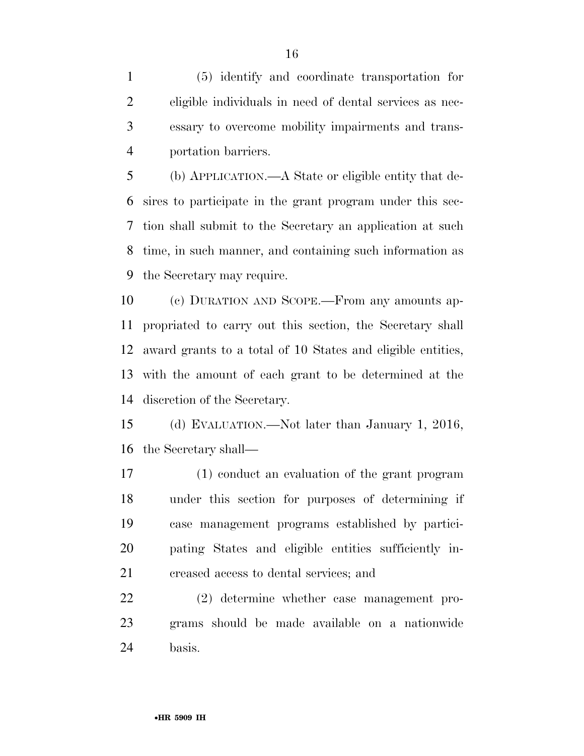(5) identify and coordinate transportation for eligible individuals in need of dental services as necessary to overcome mobility impairments and transportation barriers.

(b) APPLICATION.—A State or eligible entity that desires to participate in the grant program under this section shall submit to the Secretary an application at such time, in such manner, and containing such information as the Secretary may require.

(c) DURATION AND SCOPE.—From any amounts appropriated to carry out this section, the Secretary shall award grants to a total of 10 States and eligible entities, with the amount of each grant to be determined at the discretion of the Secretary.

(d) EVALUATION.—Not later than January 1, 2016, the Secretary shall—

(1) conduct an evaluation of the grant program under this section for purposes of determining if case management programs established by participating States and eligible entities sufficiently increased access to dental services; and

(2) determine whether case management programs should be made available on a nationwide basis.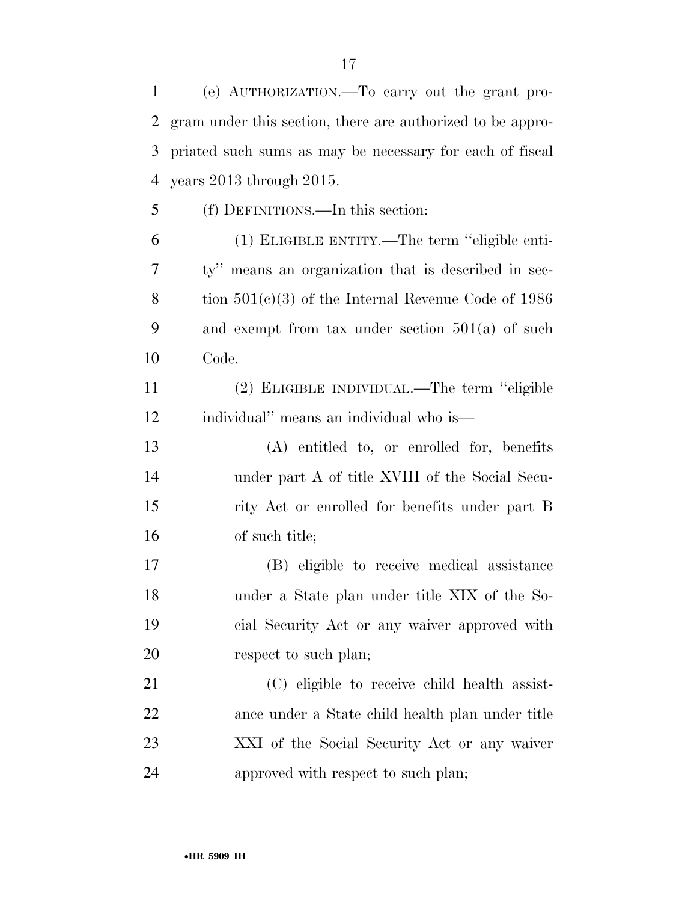(e) AUTHORIZATION.—To carry out the grant program under this section, there are authorized to be appropriated such sums as may be necessary for each of fiscal years 2013 through 2015.

(f) DEFINITIONS.—In this section:

(1) ELIGIBLE ENTITY.—The term "eligible entity" means an organization that is described in section 501(c)(3) of the Internal Revenue Code of 1986 and exempt from tax under section 501(a) of such Code.

(2) ELIGIBLE INDIVIDUAL.—The term "eligible individual" means an individual who is—

(A) entitled to, or enrolled for, benefits under part A of title XVIII of the Social Security Act or enrolled for benefits under part B of such title;

(B) eligible to receive medical assistance under a State plan under title XIX of the Social Security Act or any waiver approved with respect to such plan;

(C) eligible to receive child health assistance under a State child health plan under title XXI of the Social Security Act or any waiver approved with respect to such plan;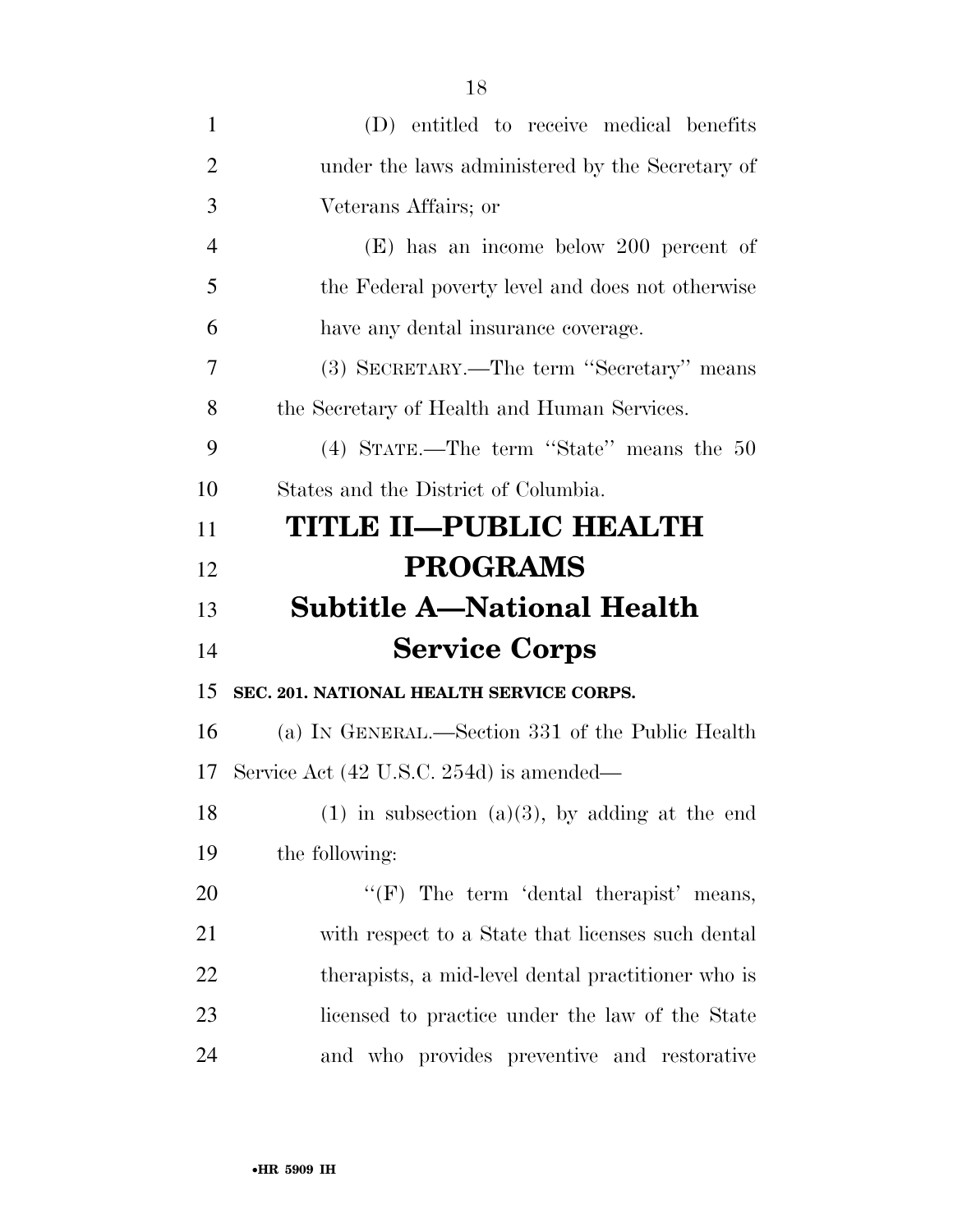(D) entitled to receive medical benefits under the laws administered by the Secretary of Veterans Affairs; or

(E) has an income below 200 percent of the Federal poverty level and does not otherwise have any dental insurance coverage.

(3) SECRETARY.—The term ''Secretary'' means the Secretary of Health and Human Services.

(4) STATE.—The term ''State'' means the 50 States and the District of Columbia.

# TITLE II—PUBLIC HEALTH PROGRAMS

## Subtitle A—National Health Service Corps

### SEC. 201. NATIONAL HEALTH SERVICE CORPS.

(a) IN GENERAL.—Section 331 of the Public Health Service Act (42 U.S.C. 254d) is amended—

(1) in subsection (a)(3), by adding at the end the following:

''(F) The term 'dental therapist' means, with respect to a State that licenses such dental therapists, a mid-level dental practitioner who is licensed to practice under the law of the State and who provides preventive and restorative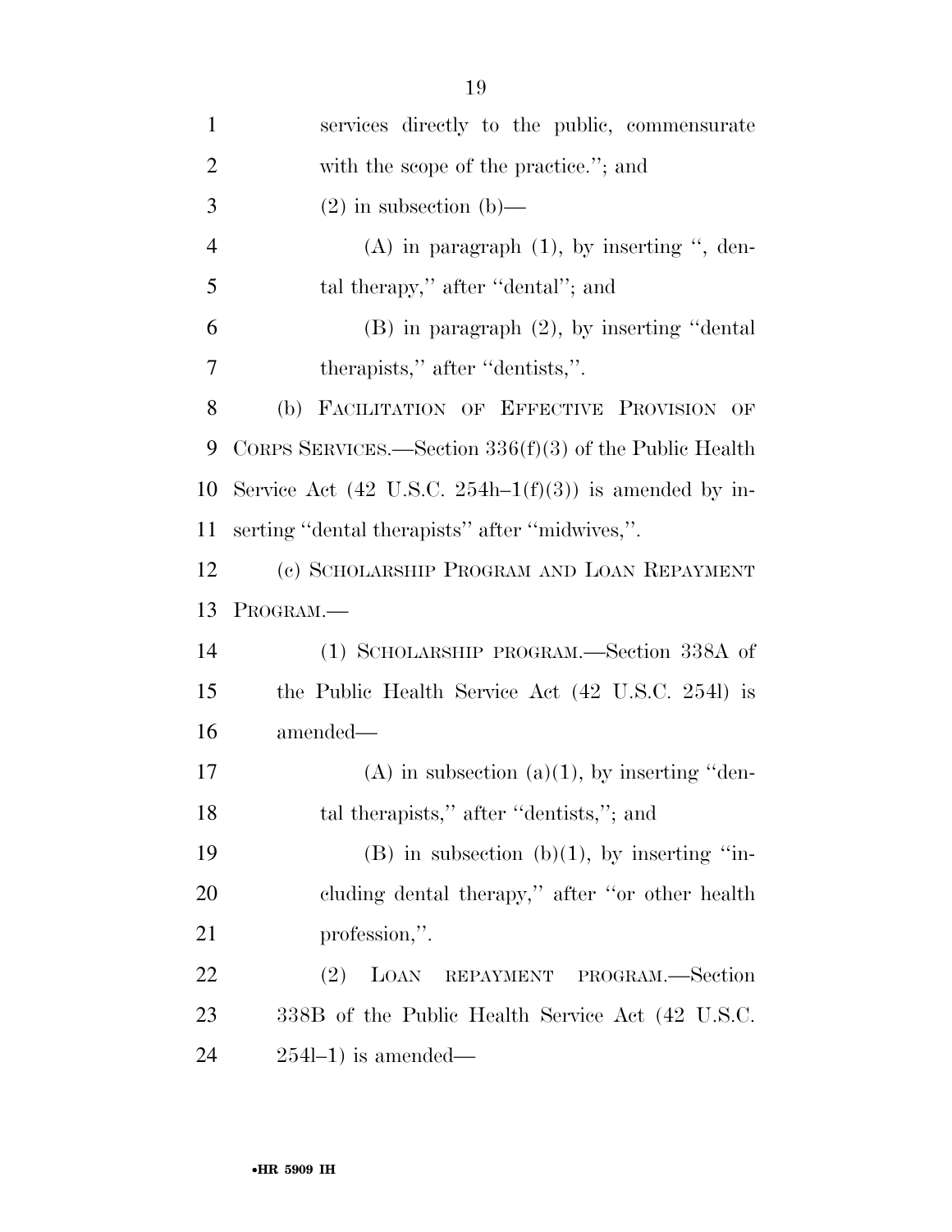services directly to the public, commensurate with the scope of the practice.''; and

(2) in subsection (b)—

(A) in paragraph (1), by inserting '', dental therapy,'' after ''dental''; and

(B) in paragraph (2), by inserting ''dental therapists,'' after ''dentists,''.

(b) FACILITATION OF EFFECTIVE PROVISION OF CORPS SERVICES.—Section 336(f)(3) of the Public Health Service Act (42 U.S.C. 254h–1(f)(3)) is amended by inserting ''dental therapists'' after ''midwives,''.

(c) SCHOLARSHIP PROGRAM AND LOAN REPAYMENT PROGRAM.—

(1) SCHOLARSHIP PROGRAM.—Section 338A of the Public Health Service Act (42 U.S.C. 254l) is amended—

(A) in subsection (a)(1), by inserting ''dental therapists,'' after ''dentists,''; and

(B) in subsection (b)(1), by inserting ''including dental therapy,'' after ''or other health profession,''.

(2) LOAN REPAYMENT PROGRAM.—Section 338B of the Public Health Service Act (42 U.S.C. 254l–1) is amended—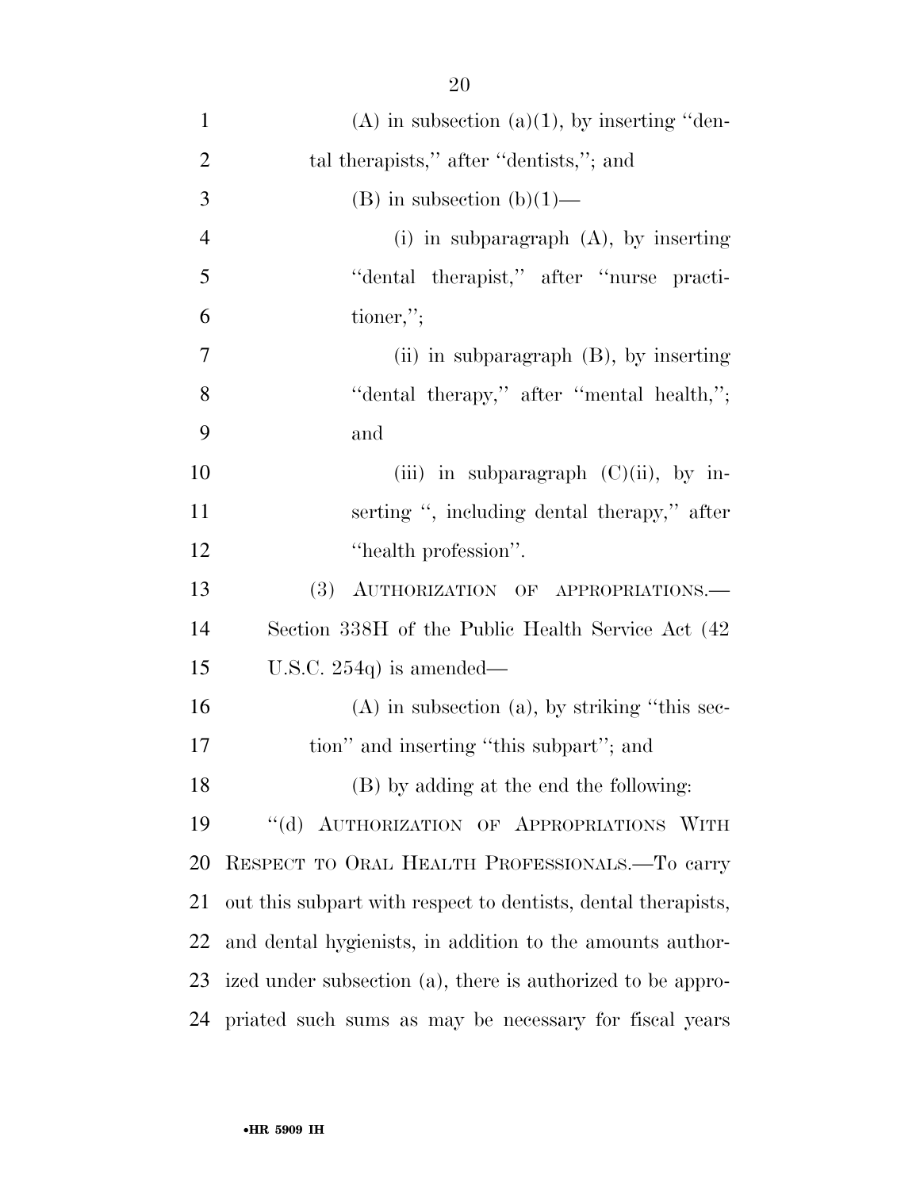(A) in subsection (a)(1), by inserting "dental therapists," after "dentists,"; and

(B) in subsection (b)(1)—

(i) in subparagraph (A), by inserting "dental therapist," after "nurse practitioner,";

(ii) in subparagraph (B), by inserting "dental therapy," after "mental health,"; and

(iii) in subparagraph (C)(ii), by inserting ", including dental therapy," after "health profession".

(3) AUTHORIZATION OF APPROPRIATIONS.—Section 338H of the Public Health Service Act (42 U.S.C. 254q) is amended—

(A) in subsection (a), by striking "this section" and inserting "this subpart"; and

(B) by adding at the end the following:

"(d) AUTHORIZATION OF APPROPRIATIONS WITH RESPECT TO ORAL HEALTH PROFESSIONALS.—To carry out this subpart with respect to dentists, dental therapists, and dental hygienists, in addition to the amounts authorized under subsection (a), there is authorized to be appropriated such sums as may be necessary for fiscal years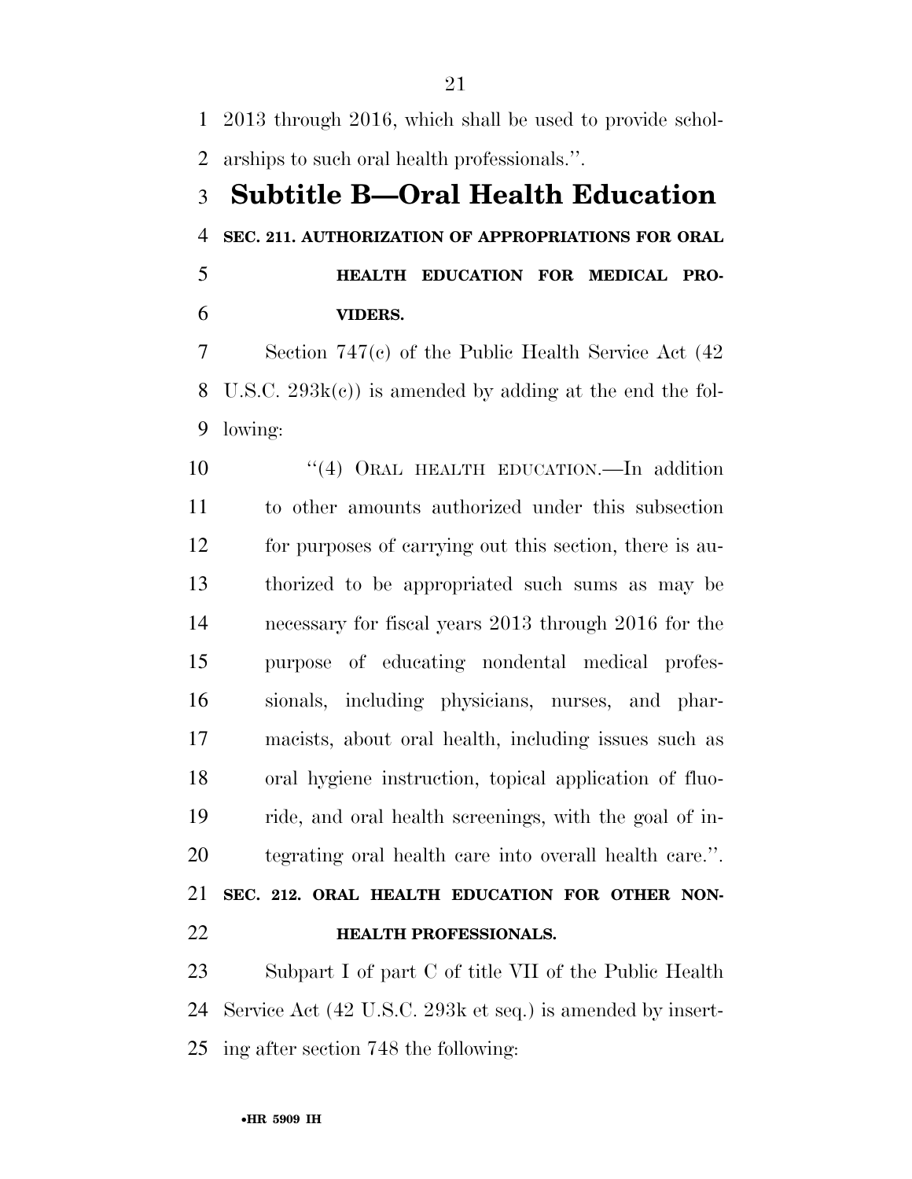2013 through 2016, which shall be used to provide scholarships to such oral health professionals.''.

## Subtitle B—Oral Health Education

**SEC. 211. AUTHORIZATION OF APPROPRIATIONS FOR ORAL HEALTH EDUCATION FOR MEDICAL PROVIDERS.**

Section 747(c) of the Public Health Service Act (42 U.S.C. 293k(c)) is amended by adding at the end the following:

> ''(4) ORAL HEALTH EDUCATION.—In addition to other amounts authorized under this subsection for purposes of carrying out this section, there is authorized to be appropriated such sums as may be necessary for fiscal years 2013 through 2016 for the purpose of educating nondental medical professionals, including physicians, nurses, and pharmacists, about oral health, including issues such as oral hygiene instruction, topical application of fluoride, and oral health screenings, with the goal of integrating oral health care into overall health care.''.

**SEC. 212. ORAL HEALTH EDUCATION FOR OTHER NON-HEALTH PROFESSIONALS.**

Subpart I of part C of title VII of the Public Health Service Act (42 U.S.C. 293k et seq.) is amended by inserting after section 748 the following: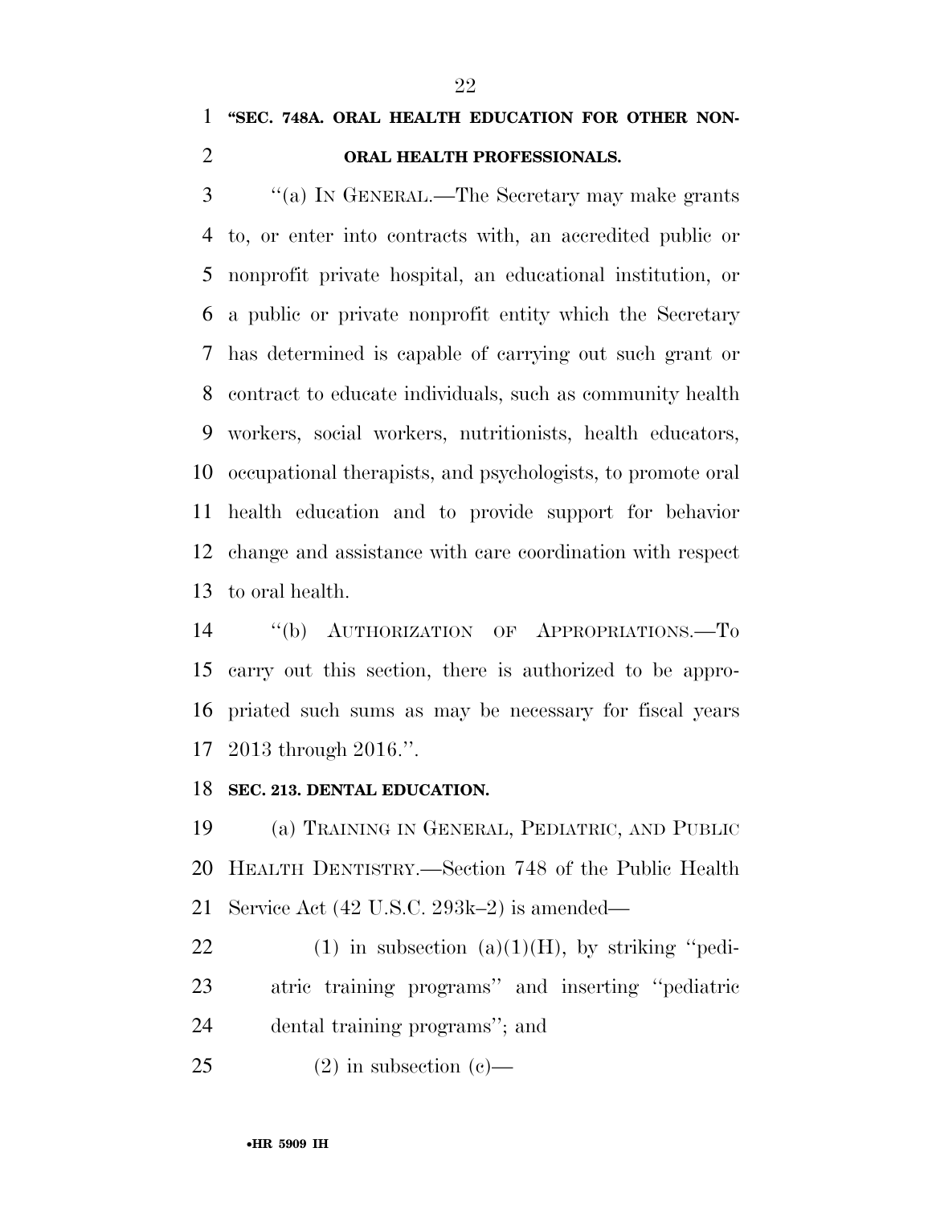**"SEC. 748A. ORAL HEALTH EDUCATION FOR OTHER NON-ORAL HEALTH PROFESSIONALS.**

"(a) IN GENERAL.—The Secretary may make grants to, or enter into contracts with, an accredited public or nonprofit private hospital, an educational institution, or a public or private nonprofit entity which the Secretary has determined is capable of carrying out such grant or contract to educate individuals, such as community health workers, social workers, nutritionists, health educators, occupational therapists, and psychologists, to promote oral health education and to provide support for behavior change and assistance with care coordination with respect to oral health.

"(b) AUTHORIZATION OF APPROPRIATIONS.—To carry out this section, there is authorized to be appropriated such sums as may be necessary for fiscal years 2013 through 2016.".

**SEC. 213. DENTAL EDUCATION.**

(a) TRAINING IN GENERAL, PEDIATRIC, AND PUBLIC HEALTH DENTISTRY.—Section 748 of the Public Health Service Act (42 U.S.C. 293k–2) is amended—

(1) in subsection (a)(1)(H), by striking "pediatric training programs" and inserting "pediatric dental training programs"; and

(2) in subsection (c)—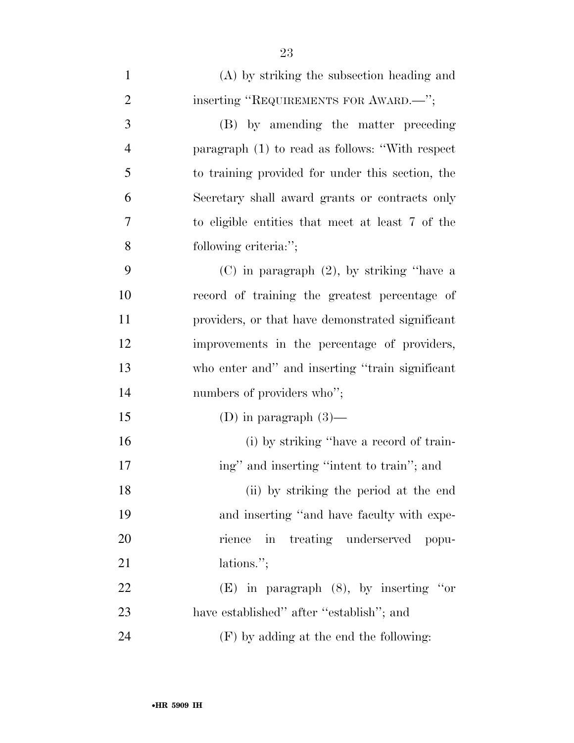(A) by striking the subsection heading and inserting "REQUIREMENTS FOR AWARD.—";

(B) by amending the matter preceding paragraph (1) to read as follows: "With respect to training provided for under this section, the Secretary shall award grants or contracts only to eligible entities that meet at least 7 of the following criteria:";

(C) in paragraph (2), by striking "have a record of training the greatest percentage of providers, or that have demonstrated significant improvements in the percentage of providers, who enter and" and inserting "train significant numbers of providers who";

(D) in paragraph (3)—

(i) by striking "have a record of training" and inserting "intent to train"; and

(ii) by striking the period at the end and inserting "and have faculty with experience in treating underserved populations.";

(E) in paragraph (8), by inserting "or have established" after "establish"; and

(F) by adding at the end the following: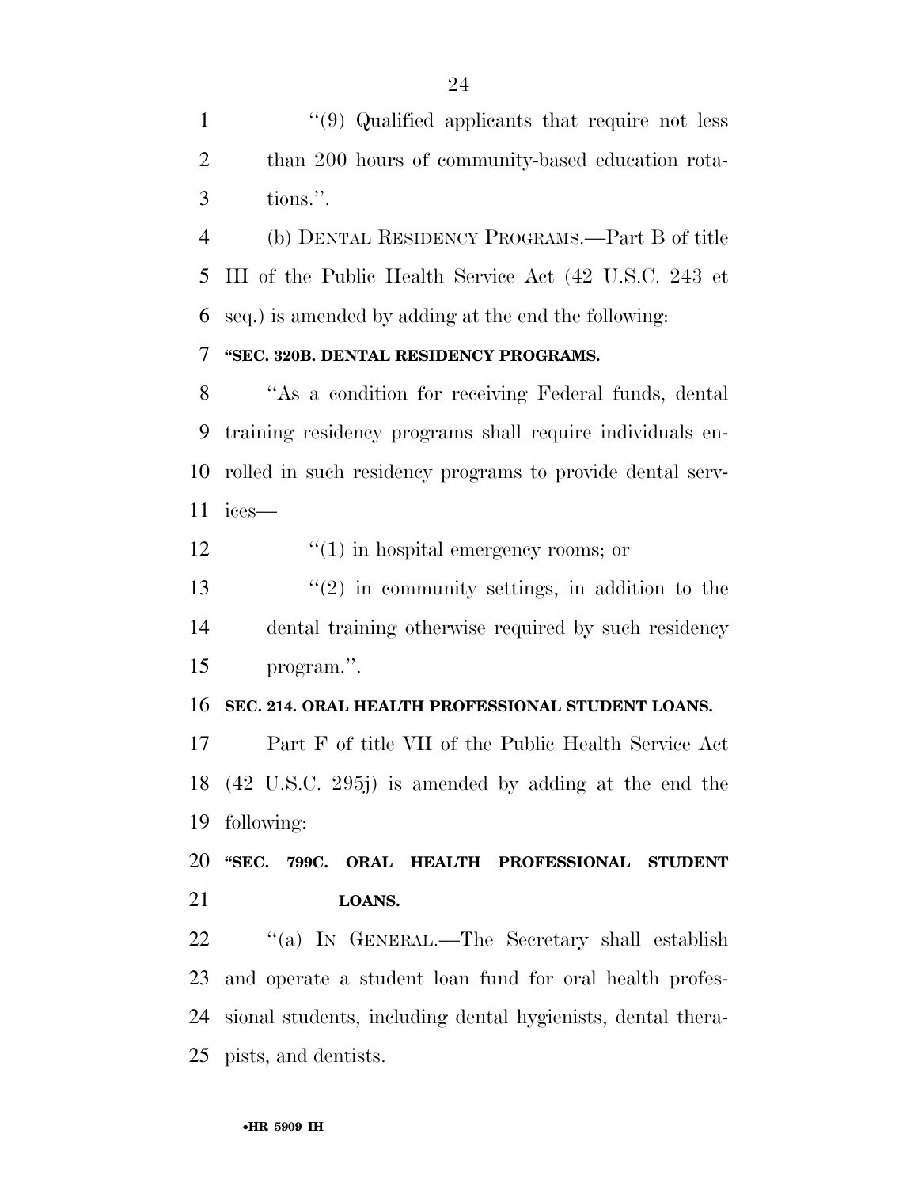"(9) Qualified applicants that require not less than 200 hours of community-based education rotations.".

(b) DENTAL RESIDENCY PROGRAMS.—Part B of title III of the Public Health Service Act (42 U.S.C. 243 et seq.) is amended by adding at the end the following:

**"SEC. 320B. DENTAL RESIDENCY PROGRAMS.**

"As a condition for receiving Federal funds, dental training residency programs shall require individuals enrolled in such residency programs to provide dental services—

"(1) in hospital emergency rooms; or

"(2) in community settings, in addition to the dental training otherwise required by such residency program.".

**SEC. 214. ORAL HEALTH PROFESSIONAL STUDENT LOANS.**

Part F of title VII of the Public Health Service Act (42 U.S.C. 295j) is amended by adding at the end the following:

**"SEC. 799C. ORAL HEALTH PROFESSIONAL STUDENT LOANS.**

"(a) IN GENERAL.—The Secretary shall establish and operate a student loan fund for oral health professional students, including dental hygienists, dental therapists, and dentists.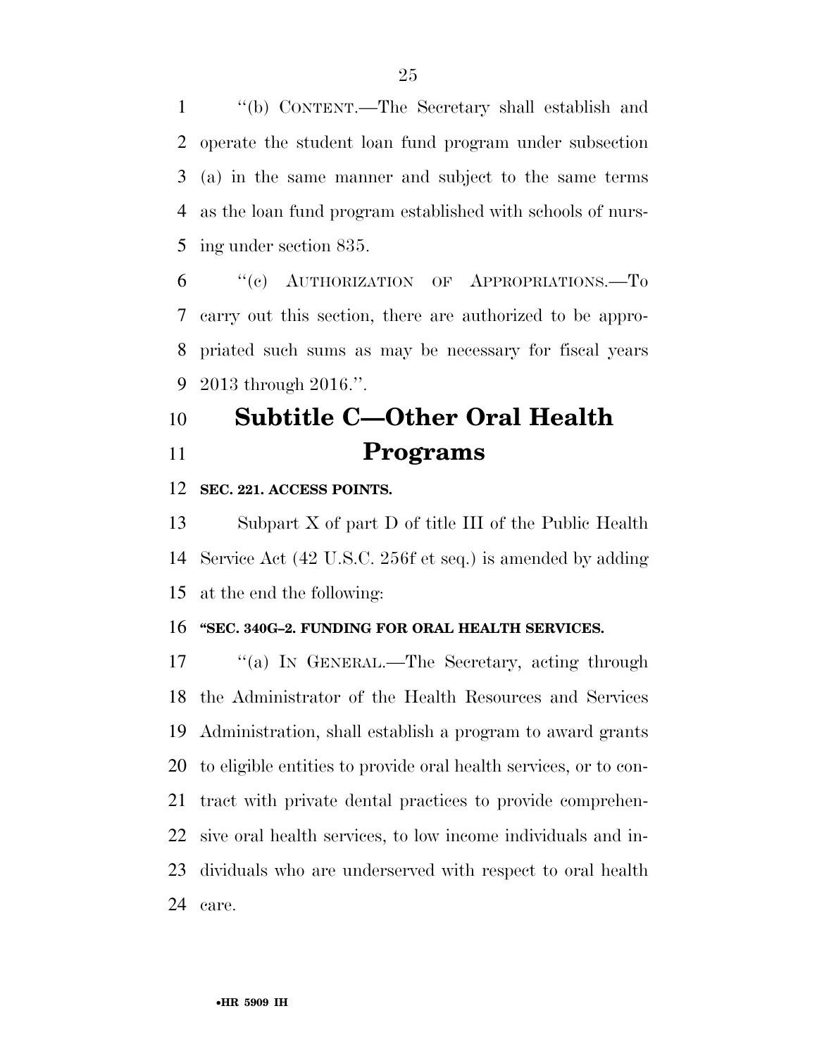"(b) CONTENT.—The Secretary shall establish and operate the student loan fund program under subsection (a) in the same manner and subject to the same terms as the loan fund program established with schools of nursing under section 835.

"(c) AUTHORIZATION OF APPROPRIATIONS.—To carry out this section, there are authorized to be appropriated such sums as may be necessary for fiscal years 2013 through 2016.".

## Subtitle C—Other Oral Health Programs

**SEC. 221. ACCESS POINTS.**

Subpart X of part D of title III of the Public Health Service Act (42 U.S.C. 256f et seq.) is amended by adding at the end the following:

**"SEC. 340G–2. FUNDING FOR ORAL HEALTH SERVICES.**

"(a) IN GENERAL.—The Secretary, acting through the Administrator of the Health Resources and Services Administration, shall establish a program to award grants to eligible entities to provide oral health services, or to contract with private dental practices to provide comprehensive oral health services, to low income individuals and individuals who are underserved with respect to oral health care.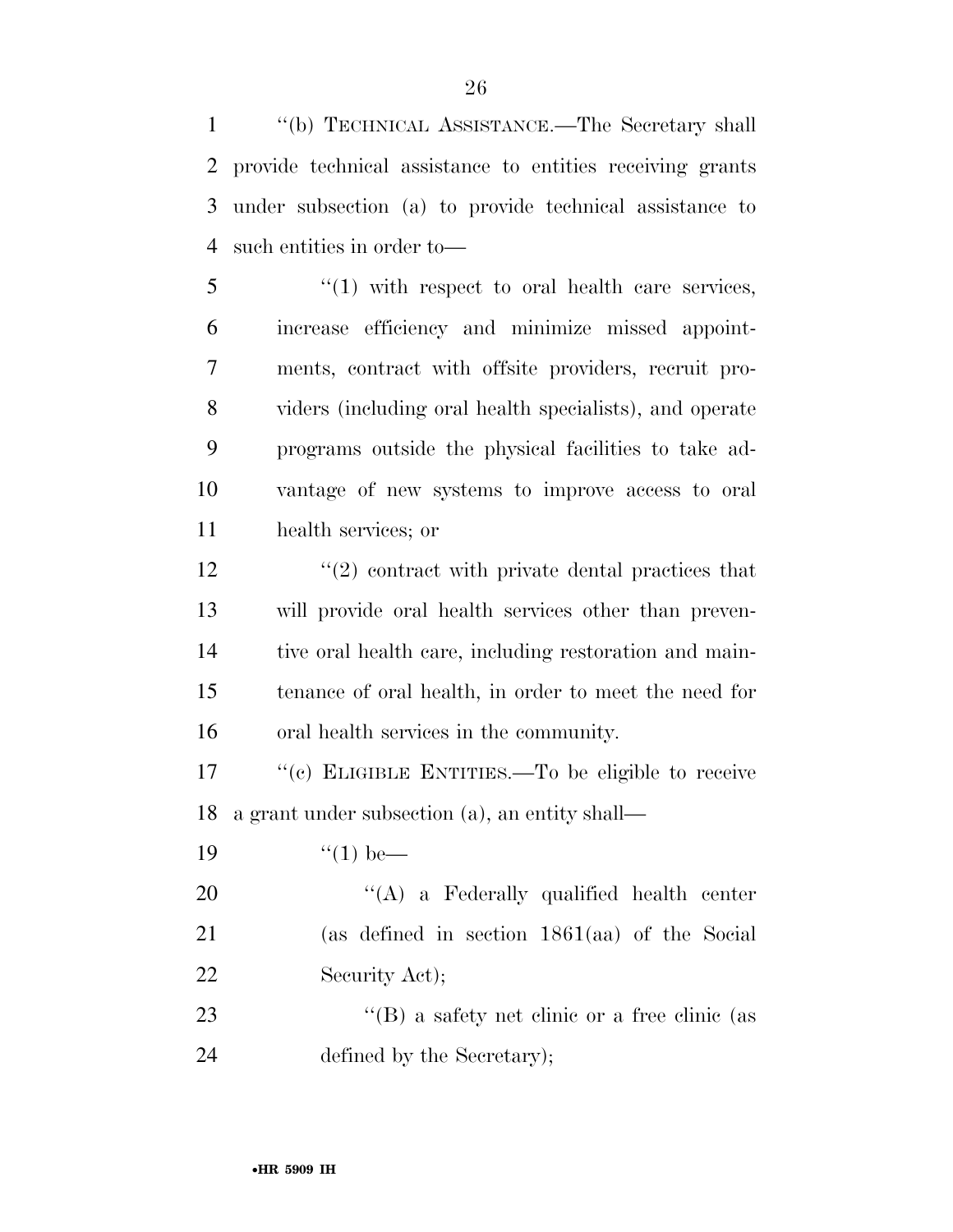''(b) TECHNICAL ASSISTANCE.—The Secretary shall provide technical assistance to entities receiving grants under subsection (a) to provide technical assistance to such entities in order to—

''(1) with respect to oral health care services, increase efficiency and minimize missed appointments, contract with offsite providers, recruit providers (including oral health specialists), and operate programs outside the physical facilities to take advantage of new systems to improve access to oral health services; or

''(2) contract with private dental practices that will provide oral health services other than preventive oral health care, including restoration and maintenance of oral health, in order to meet the need for oral health services in the community.

''(c) ELIGIBLE ENTITIES.—To be eligible to receive a grant under subsection (a), an entity shall—

''(1) be—

''(A) a Federally qualified health center (as defined in section 1861(aa) of the Social Security Act);

''(B) a safety net clinic or a free clinic (as defined by the Secretary);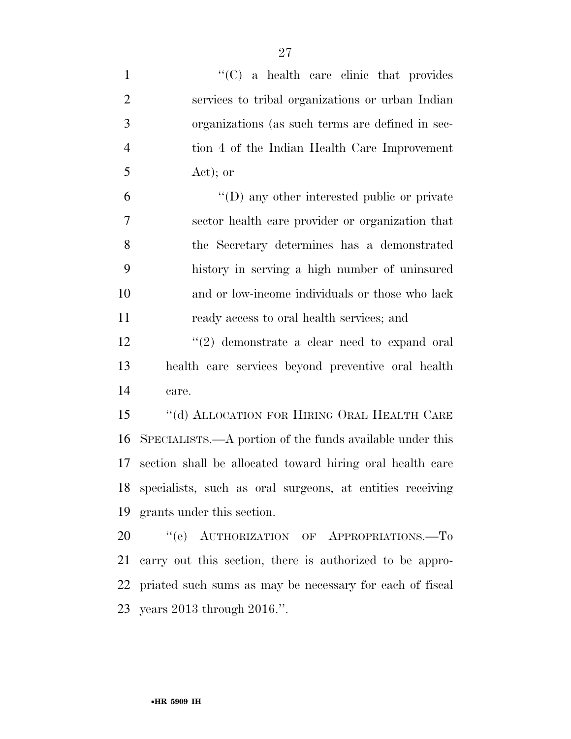"(C) a health care clinic that provides services to tribal organizations or urban Indian organizations (as such terms are defined in section 4 of the Indian Health Care Improvement Act); or

"(D) any other interested public or private sector health care provider or organization that the Secretary determines has a demonstrated history in serving a high number of uninsured and or low-income individuals or those who lack ready access to oral health services; and

"(2) demonstrate a clear need to expand oral health care services beyond preventive oral health care.

"(d) ALLOCATION FOR HIRING ORAL HEALTH CARE SPECIALISTS.—A portion of the funds available under this section shall be allocated toward hiring oral health care specialists, such as oral surgeons, at entities receiving grants under this section.

"(e) AUTHORIZATION OF APPROPRIATIONS.—To carry out this section, there is authorized to be appropriated such sums as may be necessary for each of fiscal years 2013 through 2016.".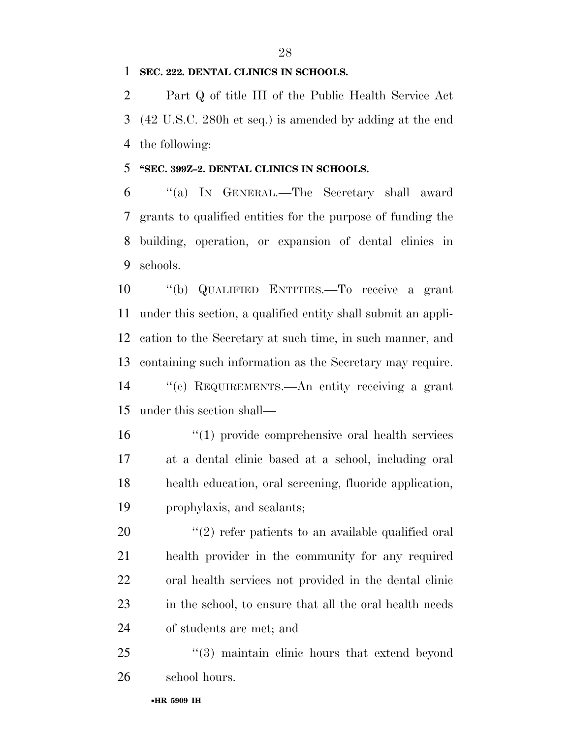**SEC. 222. DENTAL CLINICS IN SCHOOLS.**

Part Q of title III of the Public Health Service Act (42 U.S.C. 280h et seq.) is amended by adding at the end the following:

**"SEC. 399Z–2. DENTAL CLINICS IN SCHOOLS.**

"(a) IN GENERAL.—The Secretary shall award grants to qualified entities for the purpose of funding the building, operation, or expansion of dental clinics in schools.

"(b) QUALIFIED ENTITIES.—To receive a grant under this section, a qualified entity shall submit an application to the Secretary at such time, in such manner, and containing such information as the Secretary may require.

"(c) REQUIREMENTS.—An entity receiving a grant under this section shall—

"(1) provide comprehensive oral health services at a dental clinic based at a school, including oral health education, oral screening, fluoride application, prophylaxis, and sealants;

"(2) refer patients to an available qualified oral health provider in the community for any required oral health services not provided in the dental clinic in the school, to ensure that all the oral health needs of students are met; and

"(3) maintain clinic hours that extend beyond school hours.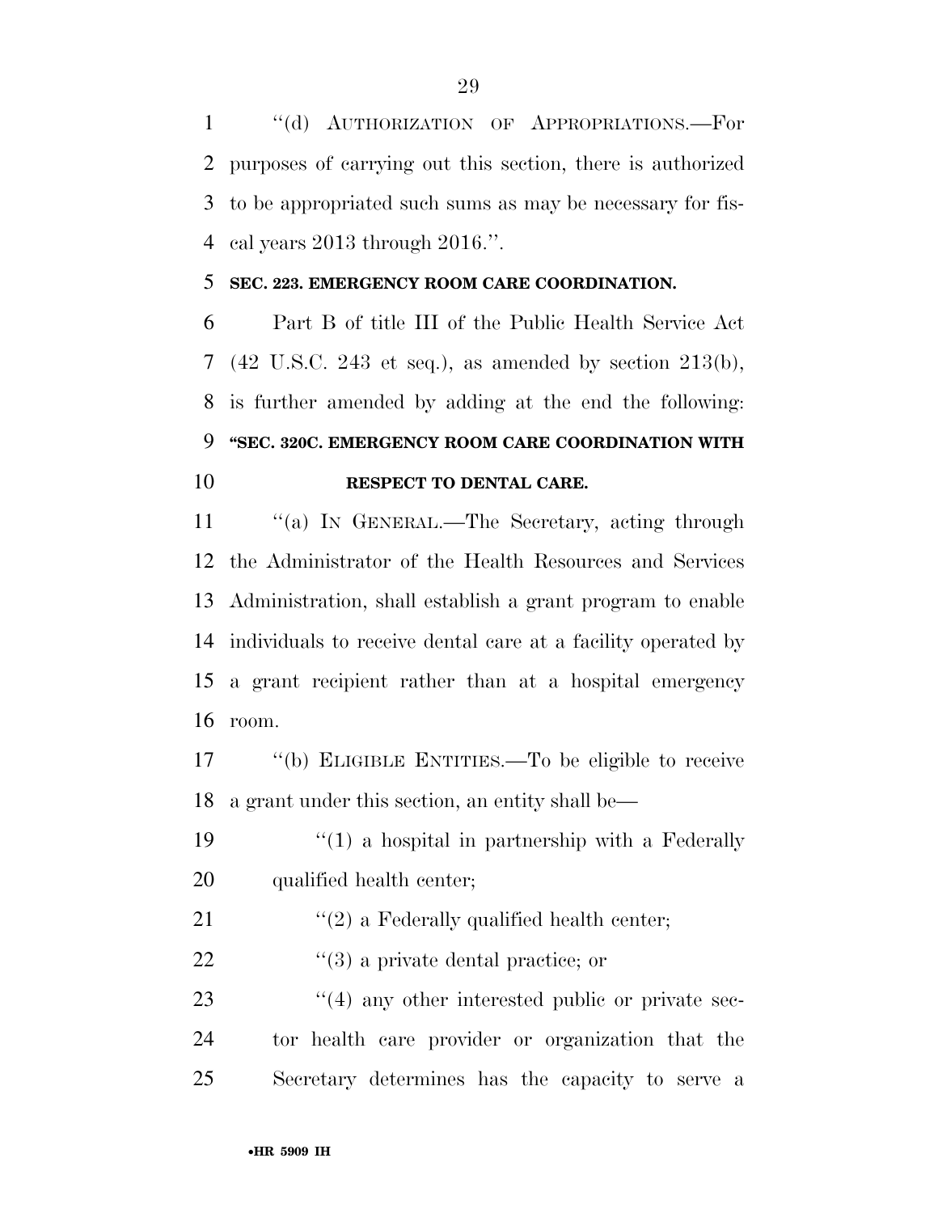"(d) AUTHORIZATION OF APPROPRIATIONS.—For purposes of carrying out this section, there is authorized to be appropriated such sums as may be necessary for fiscal years 2013 through 2016.".

**SEC. 223. EMERGENCY ROOM CARE COORDINATION.**

Part B of title III of the Public Health Service Act (42 U.S.C. 243 et seq.), as amended by section 213(b), is further amended by adding at the end the following:

**"SEC. 320C. EMERGENCY ROOM CARE COORDINATION WITH RESPECT TO DENTAL CARE.**

"(a) IN GENERAL.—The Secretary, acting through the Administrator of the Health Resources and Services Administration, shall establish a grant program to enable individuals to receive dental care at a facility operated by a grant recipient rather than at a hospital emergency room.

"(b) ELIGIBLE ENTITIES.—To be eligible to receive a grant under this section, an entity shall be—

"(1) a hospital in partnership with a Federally qualified health center;

"(2) a Federally qualified health center;

"(3) a private dental practice; or

"(4) any other interested public or private sector health care provider or organization that the Secretary determines has the capacity to serve a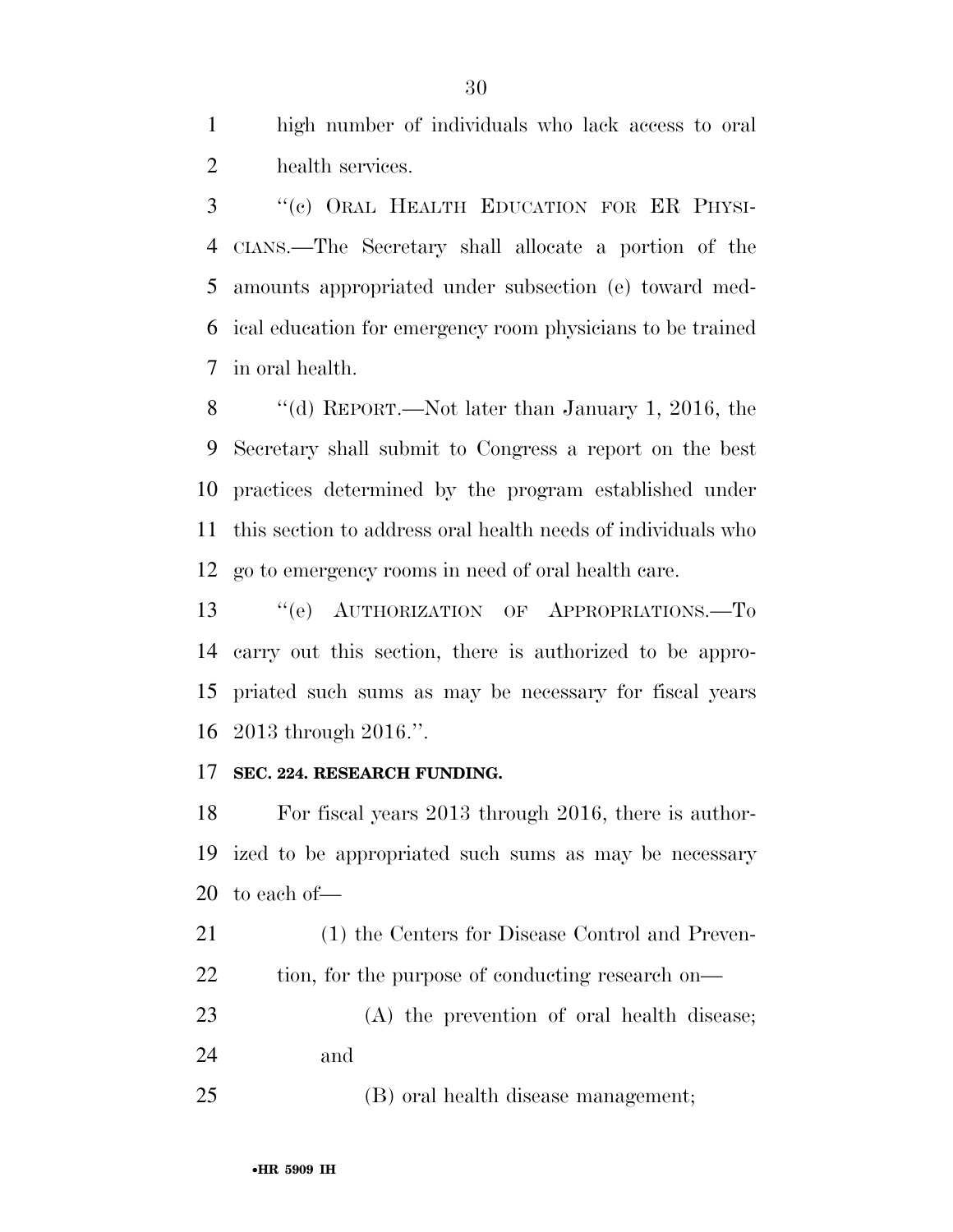high number of individuals who lack access to oral health services.

"(c) ORAL HEALTH EDUCATION FOR ER PHYSICIANS.—The Secretary shall allocate a portion of the amounts appropriated under subsection (e) toward medical education for emergency room physicians to be trained in oral health.

"(d) REPORT.—Not later than January 1, 2016, the Secretary shall submit to Congress a report on the best practices determined by the program established under this section to address oral health needs of individuals who go to emergency rooms in need of oral health care.

"(e) AUTHORIZATION OF APPROPRIATIONS.—To carry out this section, there is authorized to be appropriated such sums as may be necessary for fiscal years 2013 through 2016.".

**SEC. 224. RESEARCH FUNDING.**

For fiscal years 2013 through 2016, there is authorized to be appropriated such sums as may be necessary to each of—

(1) the Centers for Disease Control and Prevention, for the purpose of conducting research on—

(A) the prevention of oral health disease; and

(B) oral health disease management;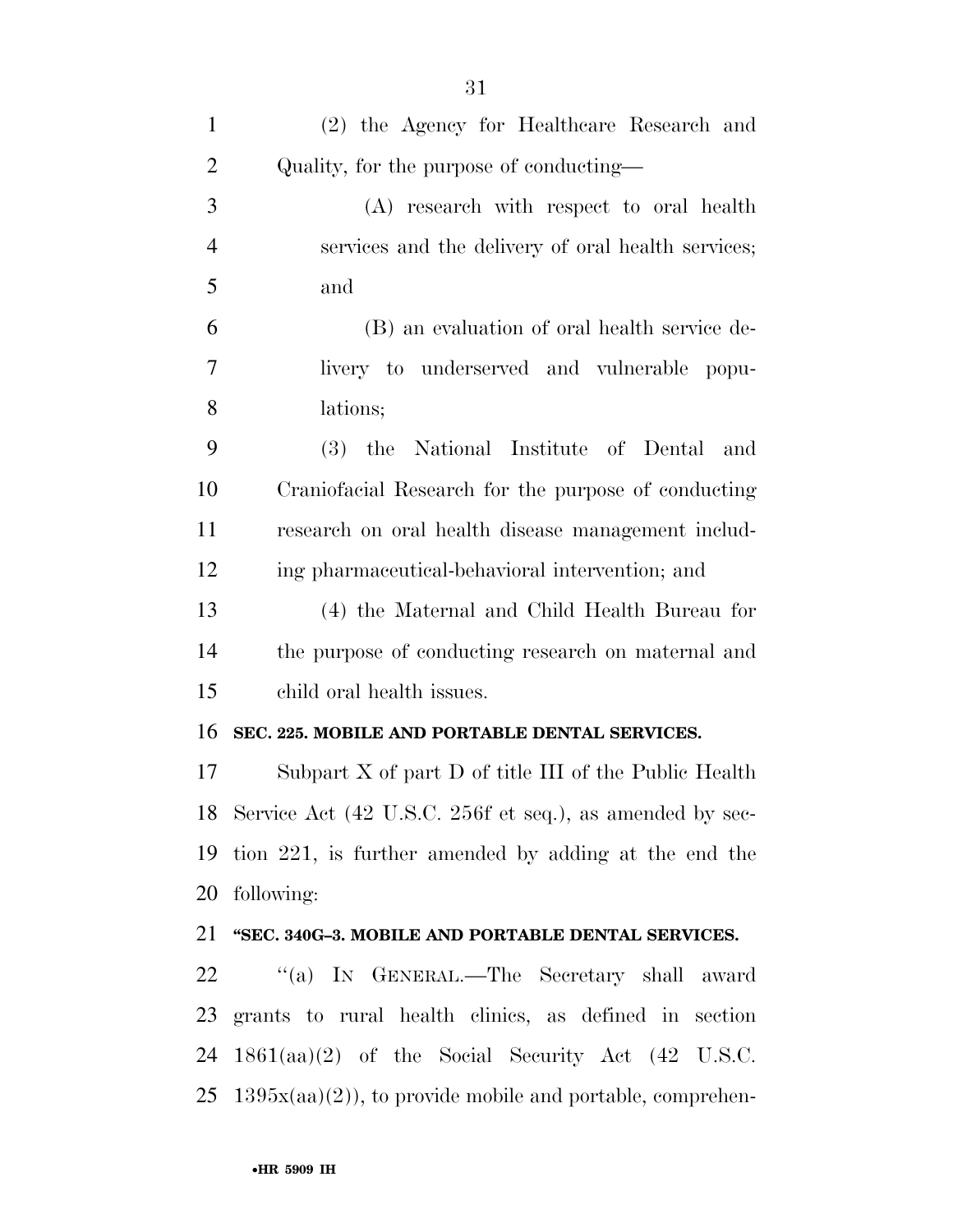(2) the Agency for Healthcare Research and Quality, for the purpose of conducting—

(A) research with respect to oral health services and the delivery of oral health services; and

(B) an evaluation of oral health service delivery to underserved and vulnerable populations;

(3) the National Institute of Dental and Craniofacial Research for the purpose of conducting research on oral health disease management including pharmaceutical-behavioral intervention; and

(4) the Maternal and Child Health Bureau for the purpose of conducting research on maternal and child oral health issues.

**SEC. 225. MOBILE AND PORTABLE DENTAL SERVICES.**

Subpart X of part D of title III of the Public Health Service Act (42 U.S.C. 256f et seq.), as amended by section 221, is further amended by adding at the end the following:

**"SEC. 340G–3. MOBILE AND PORTABLE DENTAL SERVICES.**

"(a) IN GENERAL.—The Secretary shall award grants to rural health clinics, as defined in section 1861(aa)(2) of the Social Security Act (42 U.S.C. 1395x(aa)(2)), to provide mobile and portable, comprehen-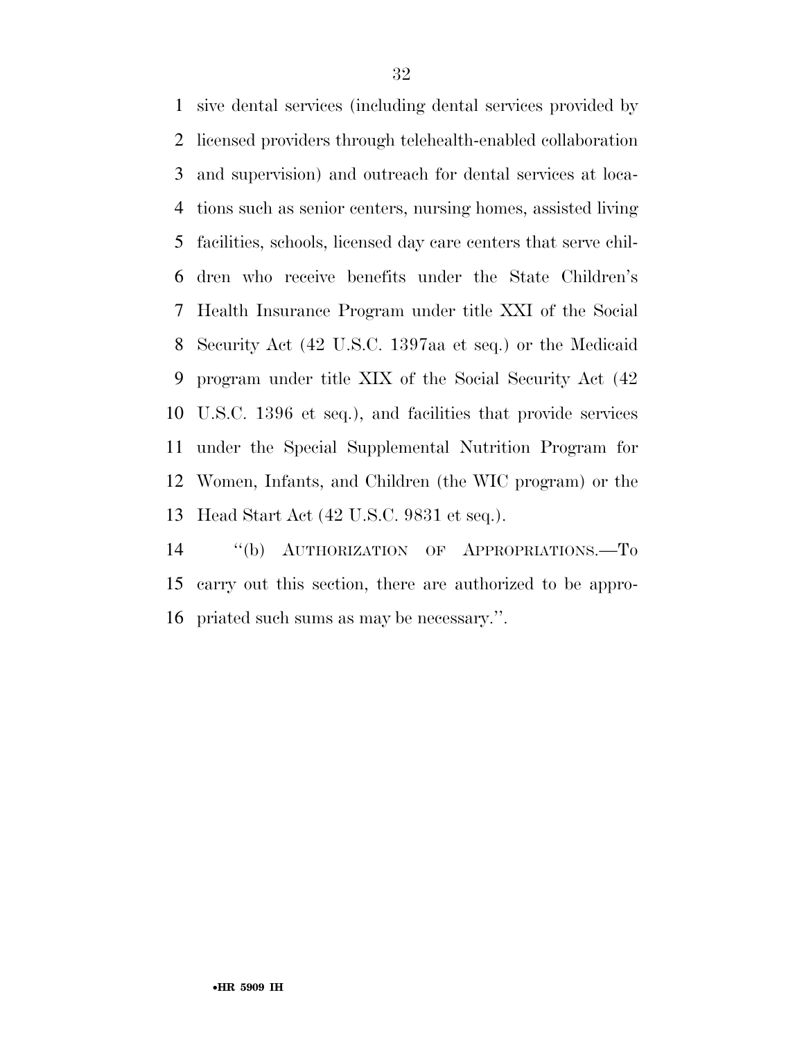sive dental services (including dental services provided by licensed providers through telehealth-enabled collaboration and supervision) and outreach for dental services at locations such as senior centers, nursing homes, assisted living facilities, schools, licensed day care centers that serve children who receive benefits under the State Children's Health Insurance Program under title XXI of the Social Security Act (42 U.S.C. 1397aa et seq.) or the Medicaid program under title XIX of the Social Security Act (42 U.S.C. 1396 et seq.), and facilities that provide services under the Special Supplemental Nutrition Program for Women, Infants, and Children (the WIC program) or the Head Start Act (42 U.S.C. 9831 et seq.).

"(b) AUTHORIZATION OF APPROPRIATIONS.—To carry out this section, there are authorized to be appropriated such sums as may be necessary.".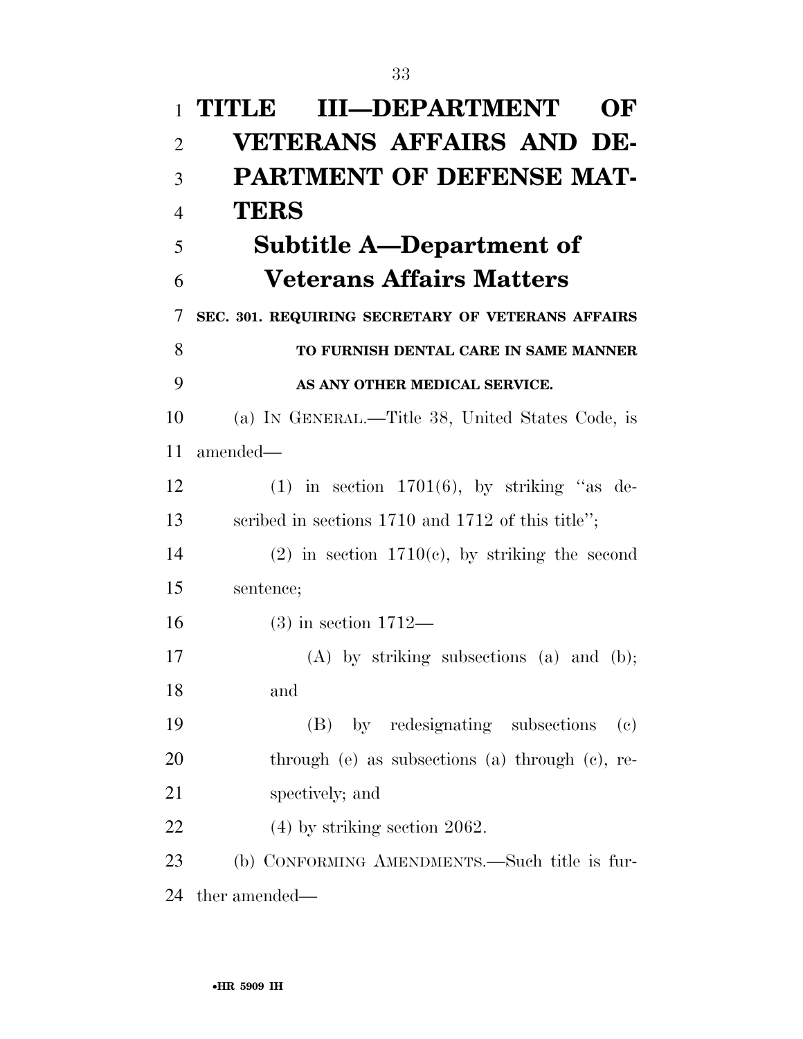# TITLE III—DEPARTMENT OF VETERANS AFFAIRS AND DEPARTMENT OF DEFENSE MATTERS

## Subtitle A—Department of Veterans Affairs Matters

### SEC. 301. REQUIRING SECRETARY OF VETERANS AFFAIRS TO FURNISH DENTAL CARE IN SAME MANNER AS ANY OTHER MEDICAL SERVICE.

(a) IN GENERAL.—Title 38, United States Code, is amended—

(1) in section 1701(6), by striking ''as described in sections 1710 and 1712 of this title'';

(2) in section 1710(c), by striking the second sentence;

(3) in section 1712—

(A) by striking subsections (a) and (b); and

(B) by redesignating subsections (c) through (e) as subsections (a) through (c), respectively; and

(4) by striking section 2062.

(b) CONFORMING AMENDMENTS.—Such title is further amended—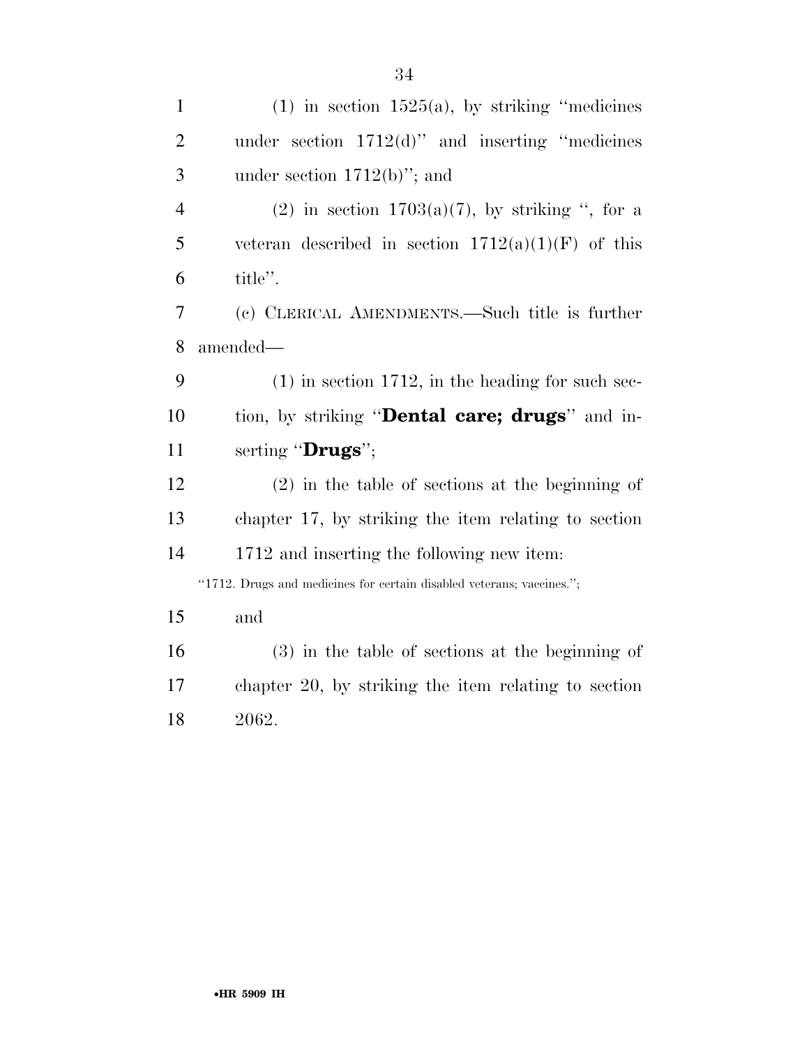(1) in section 1525(a), by striking ''medicines under section 1712(d)'' and inserting ''medicines under section 1712(b)''; and

(2) in section 1703(a)(7), by striking '', for a veteran described in section 1712(a)(1)(F) of this title''.

(c) CLERICAL AMENDMENTS.—Such title is further amended—

(1) in section 1712, in the heading for such section, by striking ''**Dental care; drugs**'' and inserting ''**Drugs**'';

(2) in the table of sections at the beginning of chapter 17, by striking the item relating to section 1712 and inserting the following new item:

''1712. Drugs and medicines for certain disabled veterans; vaccines.'';

and

(3) in the table of sections at the beginning of chapter 20, by striking the item relating to section 2062.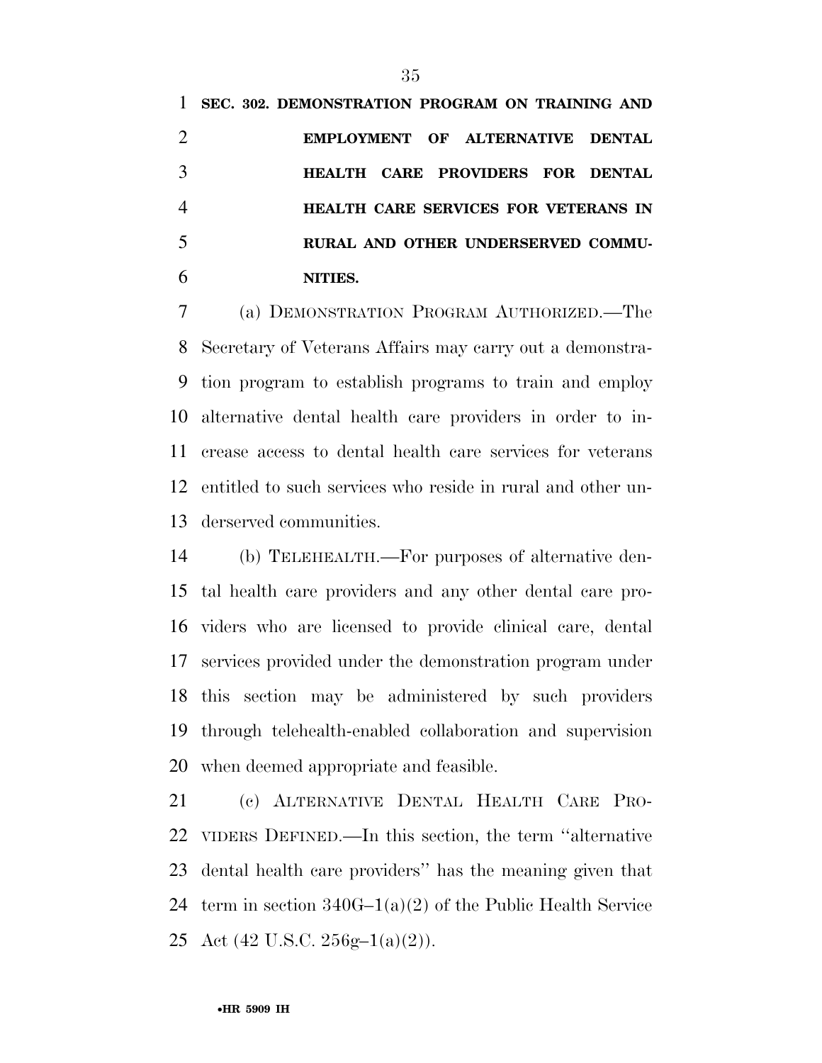**SEC. 302. DEMONSTRATION PROGRAM ON TRAINING AND EMPLOYMENT OF ALTERNATIVE DENTAL HEALTH CARE PROVIDERS FOR DENTAL HEALTH CARE SERVICES FOR VETERANS IN RURAL AND OTHER UNDERSERVED COMMUNITIES.**

(a) DEMONSTRATION PROGRAM AUTHORIZED.—The Secretary of Veterans Affairs may carry out a demonstration program to establish programs to train and employ alternative dental health care providers in order to increase access to dental health care services for veterans entitled to such services who reside in rural and other underserved communities.

(b) TELEHEALTH.—For purposes of alternative dental health care providers and any other dental care providers who are licensed to provide clinical care, dental services provided under the demonstration program under this section may be administered by such providers through telehealth-enabled collaboration and supervision when deemed appropriate and feasible.

(c) ALTERNATIVE DENTAL HEALTH CARE PROVIDERS DEFINED.—In this section, the term ''alternative dental health care providers'' has the meaning given that term in section 340G–1(a)(2) of the Public Health Service Act (42 U.S.C. 256g–1(a)(2)).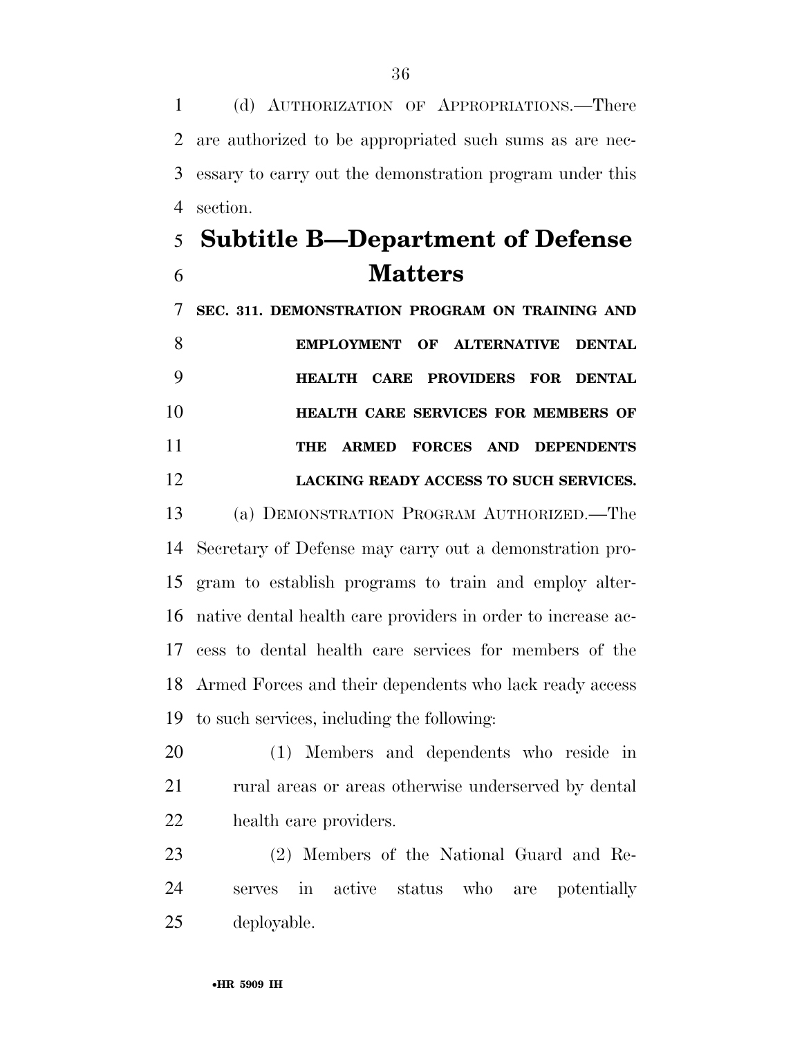(d) AUTHORIZATION OF APPROPRIATIONS.—There are authorized to be appropriated such sums as are necessary to carry out the demonstration program under this section.

## Subtitle B—Department of Defense Matters

**SEC. 311. DEMONSTRATION PROGRAM ON TRAINING AND EMPLOYMENT OF ALTERNATIVE DENTAL HEALTH CARE PROVIDERS FOR DENTAL HEALTH CARE SERVICES FOR MEMBERS OF THE ARMED FORCES AND DEPENDENTS LACKING READY ACCESS TO SUCH SERVICES.**

(a) DEMONSTRATION PROGRAM AUTHORIZED.—The Secretary of Defense may carry out a demonstration program to establish programs to train and employ alternative dental health care providers in order to increase access to dental health care services for members of the Armed Forces and their dependents who lack ready access to such services, including the following:

(1) Members and dependents who reside in rural areas or areas otherwise underserved by dental health care providers.

(2) Members of the National Guard and Reserves in active status who are potentially deployable.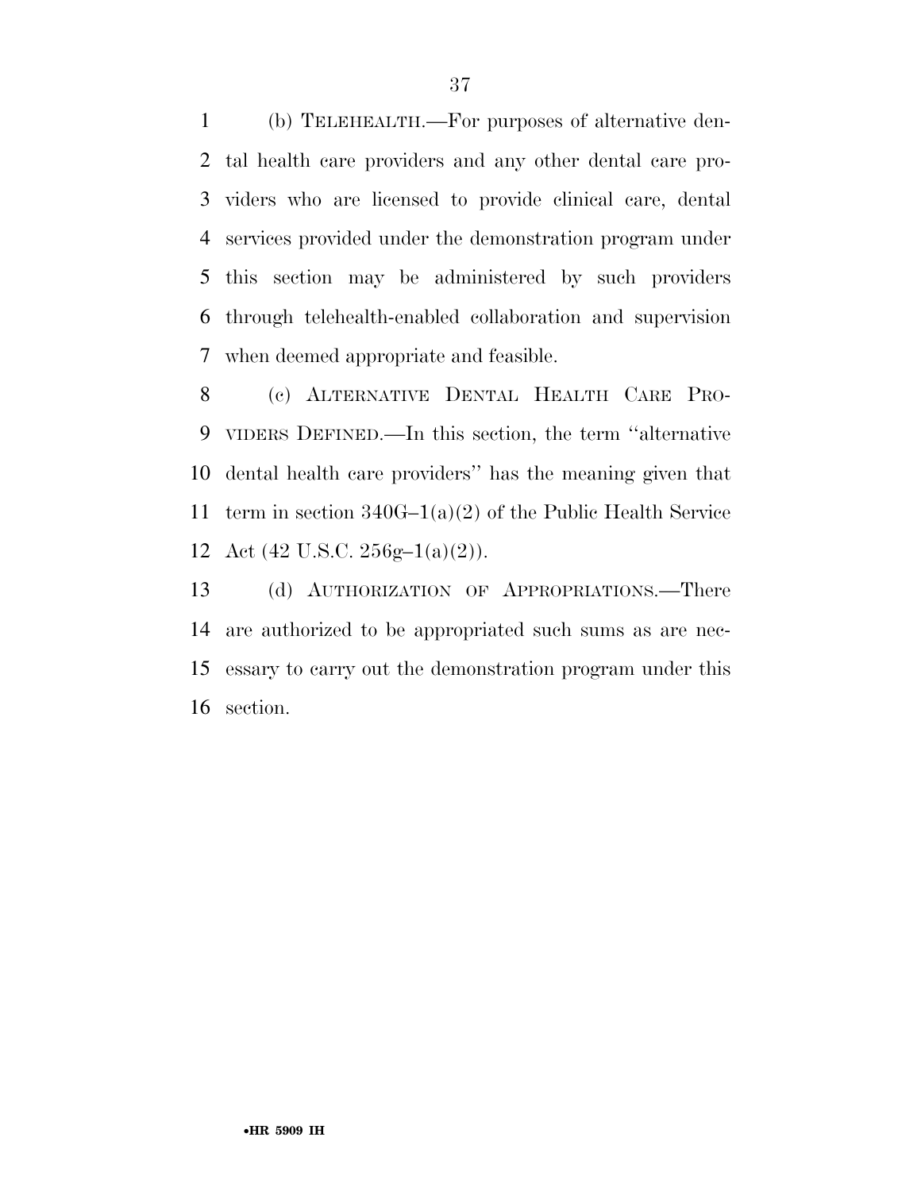(b) TELEHEALTH.—For purposes of alternative dental health care providers and any other dental care providers who are licensed to provide clinical care, dental services provided under the demonstration program under this section may be administered by such providers through telehealth-enabled collaboration and supervision when deemed appropriate and feasible.

(c) ALTERNATIVE DENTAL HEALTH CARE PROVIDERS DEFINED.—In this section, the term ''alternative dental health care providers'' has the meaning given that term in section 340G–1(a)(2) of the Public Health Service Act (42 U.S.C. 256g–1(a)(2)).

(d) AUTHORIZATION OF APPROPRIATIONS.—There are authorized to be appropriated such sums as are necessary to carry out the demonstration program under this section.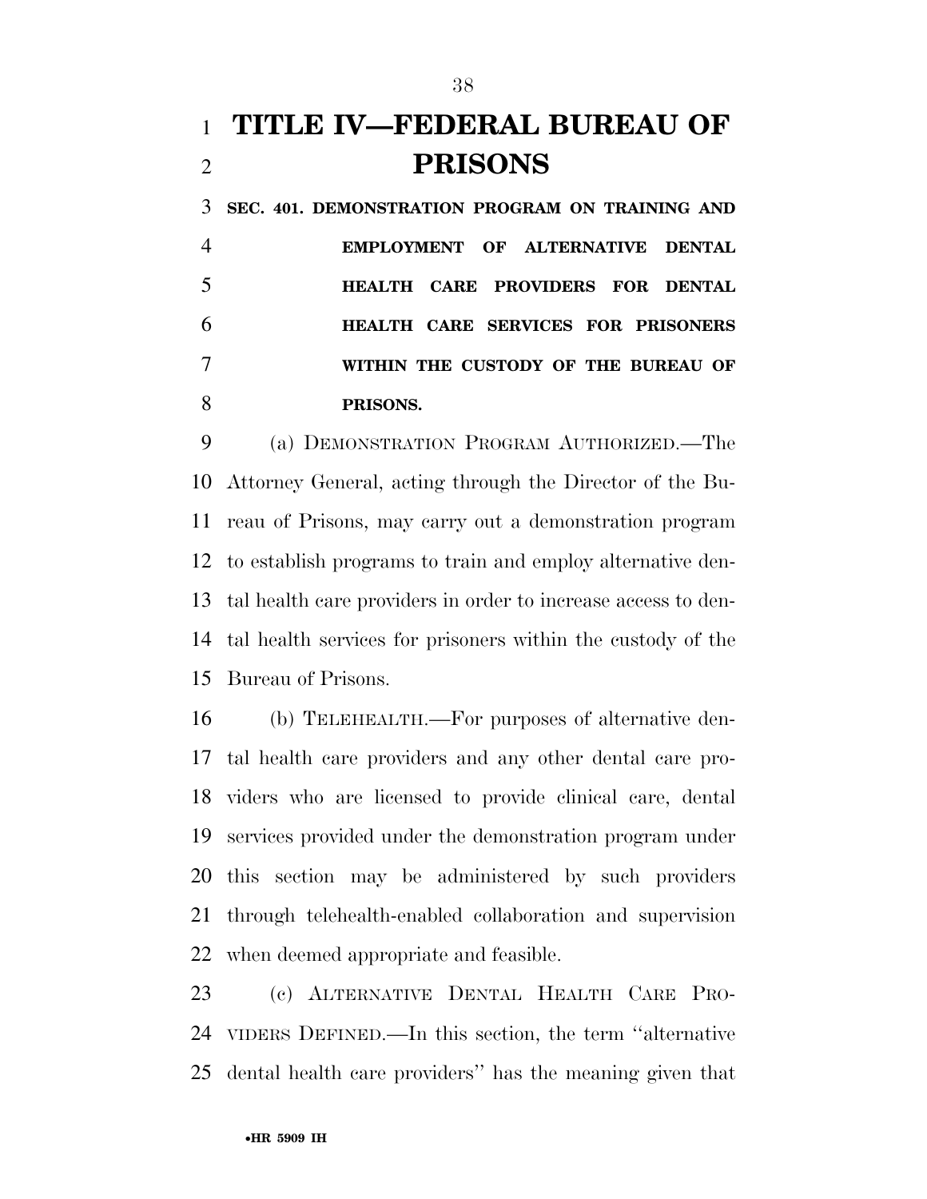# TITLE IV—FEDERAL BUREAU OF PRISONS

**SEC. 401. DEMONSTRATION PROGRAM ON TRAINING AND EMPLOYMENT OF ALTERNATIVE DENTAL HEALTH CARE PROVIDERS FOR DENTAL HEALTH CARE SERVICES FOR PRISONERS WITHIN THE CUSTODY OF THE BUREAU OF PRISONS.**

(a) DEMONSTRATION PROGRAM AUTHORIZED.—The Attorney General, acting through the Director of the Bureau of Prisons, may carry out a demonstration program to establish programs to train and employ alternative dental health care providers in order to increase access to dental health services for prisoners within the custody of the Bureau of Prisons.

(b) TELEHEALTH.—For purposes of alternative dental health care providers and any other dental care providers who are licensed to provide clinical care, dental services provided under the demonstration program under this section may be administered by such providers through telehealth-enabled collaboration and supervision when deemed appropriate and feasible.

(c) ALTERNATIVE DENTAL HEALTH CARE PROVIDERS DEFINED.—In this section, the term ''alternative dental health care providers'' has the meaning given that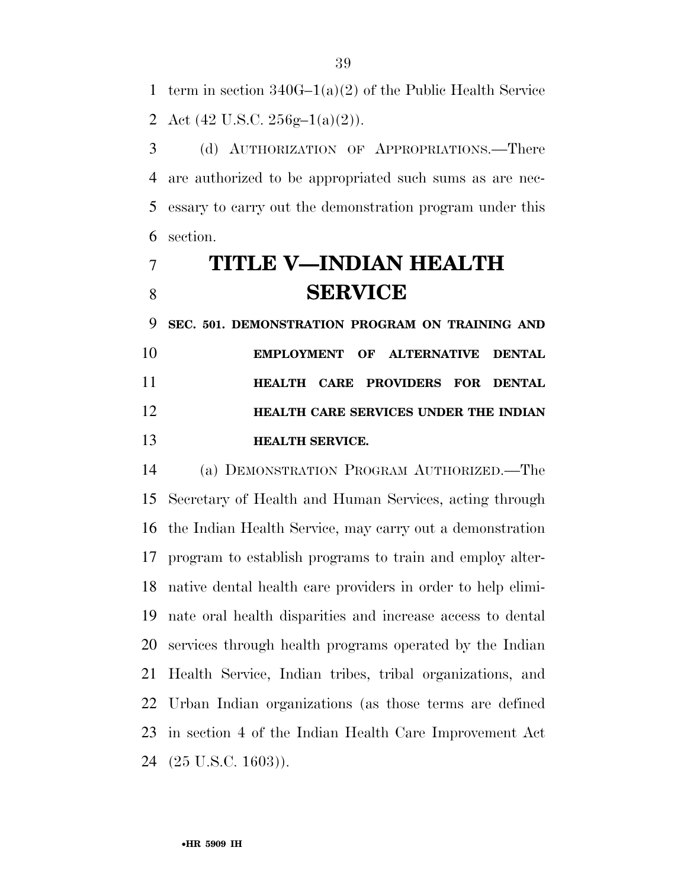term in section 340G–1(a)(2) of the Public Health Service Act (42 U.S.C. 256g–1(a)(2)).

(d) AUTHORIZATION OF APPROPRIATIONS.—There are authorized to be appropriated such sums as are necessary to carry out the demonstration program under this section.

# TITLE V—INDIAN HEALTH SERVICE

**SEC. 501. DEMONSTRATION PROGRAM ON TRAINING AND EMPLOYMENT OF ALTERNATIVE DENTAL HEALTH CARE PROVIDERS FOR DENTAL HEALTH CARE SERVICES UNDER THE INDIAN HEALTH SERVICE.**

(a) DEMONSTRATION PROGRAM AUTHORIZED.—The Secretary of Health and Human Services, acting through the Indian Health Service, may carry out a demonstration program to establish programs to train and employ alternative dental health care providers in order to help eliminate oral health disparities and increase access to dental services through health programs operated by the Indian Health Service, Indian tribes, tribal organizations, and Urban Indian organizations (as those terms are defined in section 4 of the Indian Health Care Improvement Act (25 U.S.C. 1603)).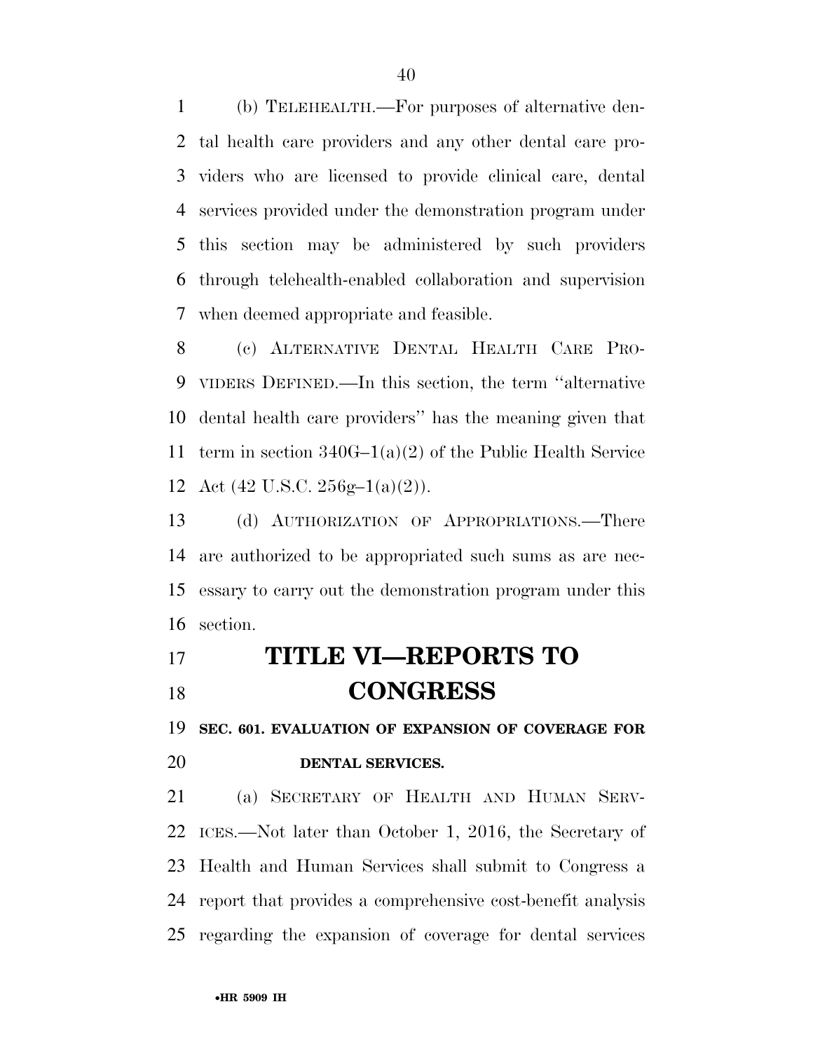(b) TELEHEALTH.—For purposes of alternative dental health care providers and any other dental care providers who are licensed to provide clinical care, dental services provided under the demonstration program under this section may be administered by such providers through telehealth-enabled collaboration and supervision when deemed appropriate and feasible.

(c) ALTERNATIVE DENTAL HEALTH CARE PROVIDERS DEFINED.—In this section, the term ''alternative dental health care providers'' has the meaning given that term in section 340G–1(a)(2) of the Public Health Service Act (42 U.S.C. 256g–1(a)(2)).

(d) AUTHORIZATION OF APPROPRIATIONS.—There are authorized to be appropriated such sums as are necessary to carry out the demonstration program under this section.

# TITLE VI—REPORTS TO CONGRESS

## SEC. 601. EVALUATION OF EXPANSION OF COVERAGE FOR DENTAL SERVICES.

(a) SECRETARY OF HEALTH AND HUMAN SERVICES.—Not later than October 1, 2016, the Secretary of Health and Human Services shall submit to Congress a report that provides a comprehensive cost-benefit analysis regarding the expansion of coverage for dental services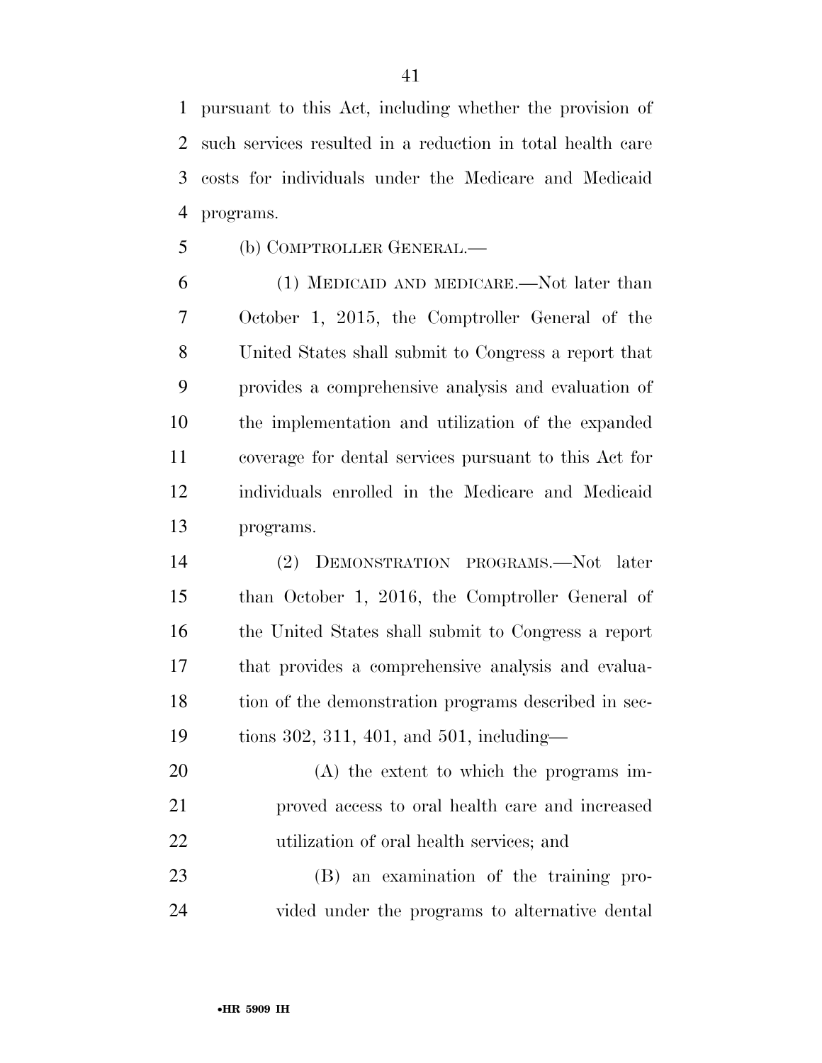pursuant to this Act, including whether the provision of such services resulted in a reduction in total health care costs for individuals under the Medicare and Medicaid programs.

(b) COMPTROLLER GENERAL.—

(1) MEDICAID AND MEDICARE.—Not later than October 1, 2015, the Comptroller General of the United States shall submit to Congress a report that provides a comprehensive analysis and evaluation of the implementation and utilization of the expanded coverage for dental services pursuant to this Act for individuals enrolled in the Medicare and Medicaid programs.

(2) DEMONSTRATION PROGRAMS.—Not later than October 1, 2016, the Comptroller General of the United States shall submit to Congress a report that provides a comprehensive analysis and evaluation of the demonstration programs described in sections 302, 311, 401, and 501, including—

(A) the extent to which the programs improved access to oral health care and increased utilization of oral health services; and

(B) an examination of the training provided under the programs to alternative dental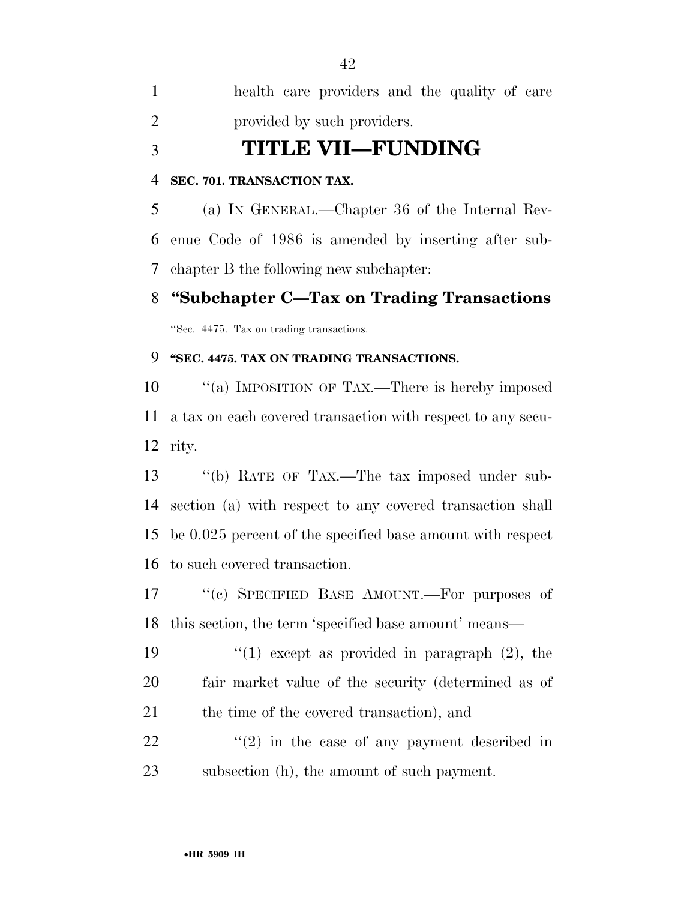health care providers and the quality of care provided by such providers.

# TITLE VII—FUNDING

**SEC. 701. TRANSACTION TAX.**

(a) IN GENERAL.—Chapter 36 of the Internal Revenue Code of 1986 is amended by inserting after subchapter B the following new subchapter:

## "Subchapter C—Tax on Trading Transactions

"Sec. 4475. Tax on trading transactions.

**"SEC. 4475. TAX ON TRADING TRANSACTIONS.**

"(a) IMPOSITION OF TAX.—There is hereby imposed a tax on each covered transaction with respect to any security.

"(b) RATE OF TAX.—The tax imposed under subsection (a) with respect to any covered transaction shall be 0.025 percent of the specified base amount with respect to such covered transaction.

"(c) SPECIFIED BASE AMOUNT.—For purposes of this section, the term 'specified base amount' means—

"(1) except as provided in paragraph (2), the fair market value of the security (determined as of the time of the covered transaction), and

"(2) in the case of any payment described in subsection (h), the amount of such payment.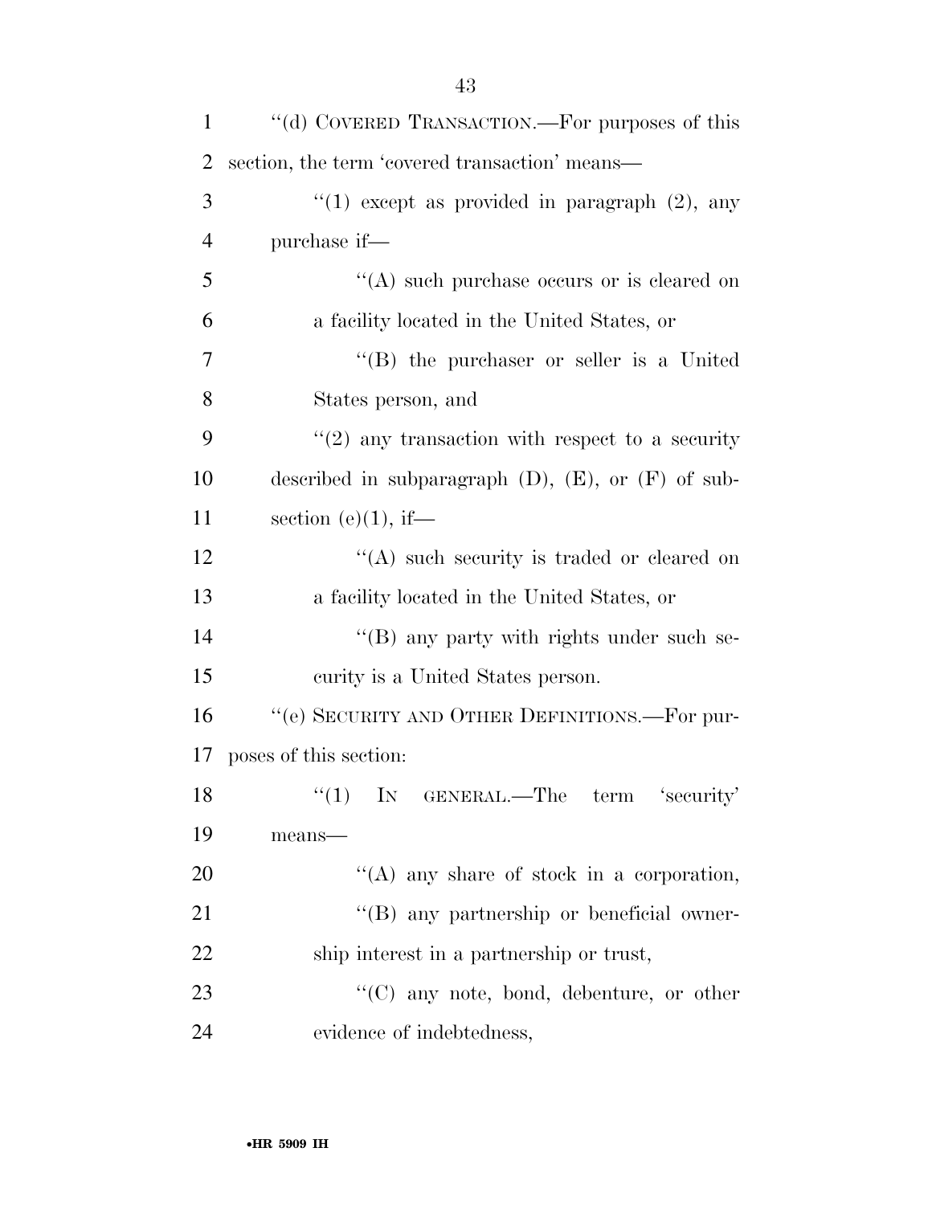"(d) COVERED TRANSACTION.—For purposes of this section, the term 'covered transaction' means—

"(1) except as provided in paragraph (2), any purchase if—

"(A) such purchase occurs or is cleared on a facility located in the United States, or

"(B) the purchaser or seller is a United States person, and

"(2) any transaction with respect to a security described in subparagraph (D), (E), or (F) of subsection (e)(1), if—

"(A) such security is traded or cleared on a facility located in the United States, or

"(B) any party with rights under such security is a United States person.

"(e) SECURITY AND OTHER DEFINITIONS.—For purposes of this section:

"(1) IN GENERAL.—The term 'security' means—

"(A) any share of stock in a corporation,

"(B) any partnership or beneficial ownership interest in a partnership or trust,

"(C) any note, bond, debenture, or other evidence of indebtedness,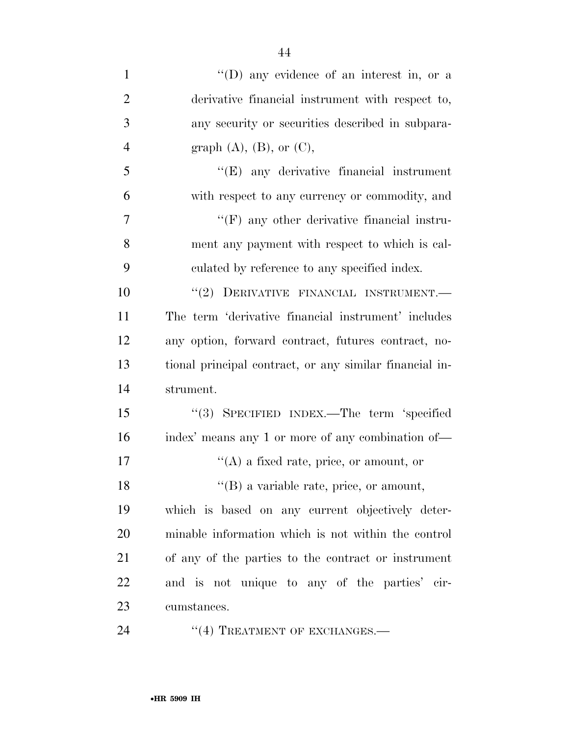"(D) any evidence of an interest in, or a derivative financial instrument with respect to, any security or securities described in subparagraph (A), (B), or (C),

"(E) any derivative financial instrument with respect to any currency or commodity, and

"(F) any other derivative financial instrument any payment with respect to which is calculated by reference to any specified index.

"(2) DERIVATIVE FINANCIAL INSTRUMENT.— The term 'derivative financial instrument' includes any option, forward contract, futures contract, notional principal contract, or any similar financial instrument.

"(3) SPECIFIED INDEX.—The term 'specified index' means any 1 or more of any combination of—

"(A) a fixed rate, price, or amount, or

"(B) a variable rate, price, or amount,

which is based on any current objectively determinable information which is not within the control of any of the parties to the contract or instrument and is not unique to any of the parties' circumstances.

"(4) TREATMENT OF EXCHANGES.—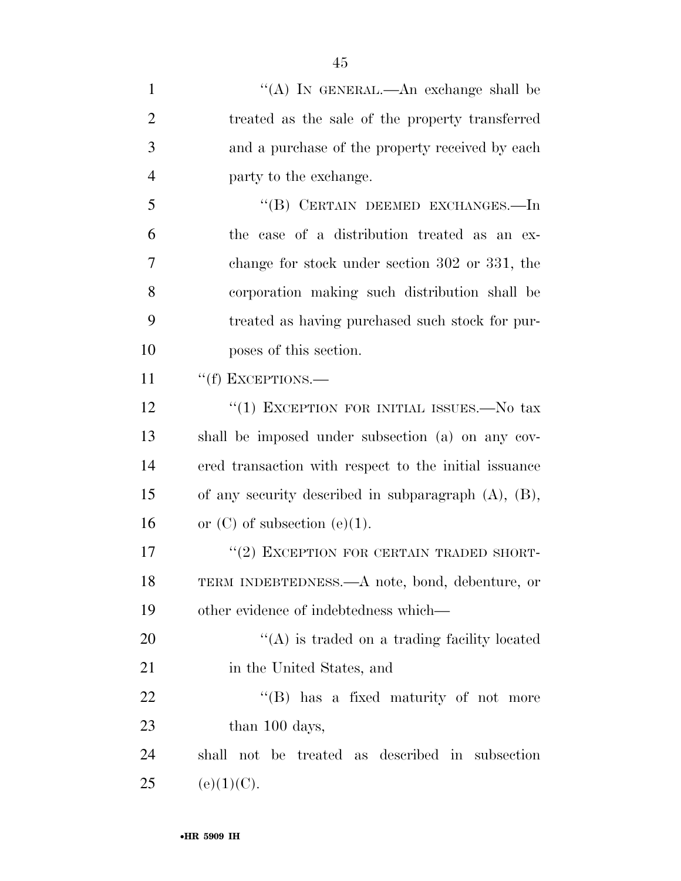"(A) IN GENERAL.—An exchange shall be treated as the sale of the property transferred and a purchase of the property received by each party to the exchange.

"(B) CERTAIN DEEMED EXCHANGES.—In the case of a distribution treated as an exchange for stock under section 302 or 331, the corporation making such distribution shall be treated as having purchased such stock for purposes of this section.

"(f) EXCEPTIONS.—

"(1) EXCEPTION FOR INITIAL ISSUES.—No tax shall be imposed under subsection (a) on any covered transaction with respect to the initial issuance of any security described in subparagraph (A), (B), or (C) of subsection (e)(1).

"(2) EXCEPTION FOR CERTAIN TRADED SHORT-TERM INDEBTEDNESS.—A note, bond, debenture, or other evidence of indebtedness which—

"(A) is traded on a trading facility located in the United States, and

"(B) has a fixed maturity of not more than 100 days,

shall not be treated as described in subsection (e)(1)(C).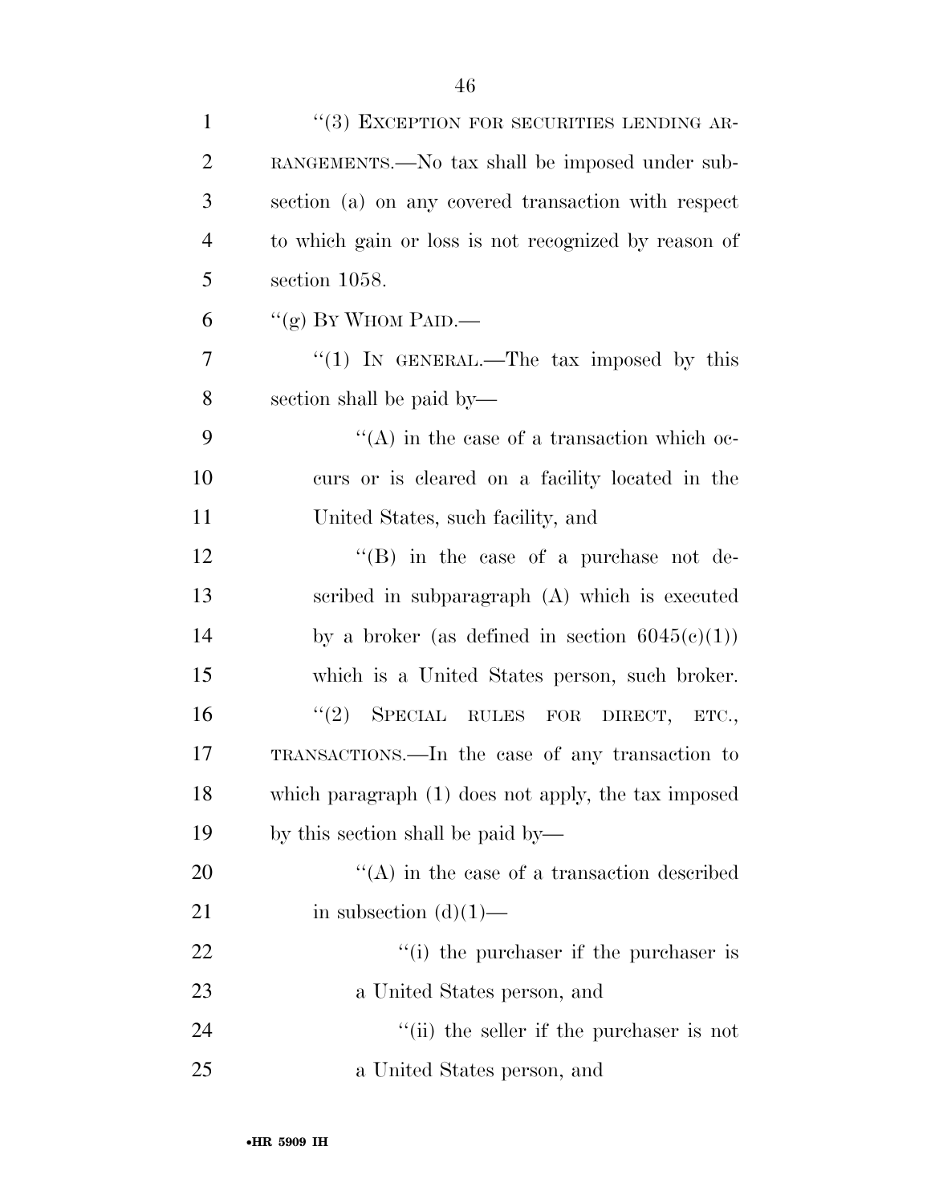"(3) EXCEPTION FOR SECURITIES LENDING ARRANGEMENTS.—No tax shall be imposed under subsection (a) on any covered transaction with respect to which gain or loss is not recognized by reason of section 1058.

"(g) BY WHOM PAID.—

"(1) IN GENERAL.—The tax imposed by this section shall be paid by—

"(A) in the case of a transaction which occurs or is cleared on a facility located in the United States, such facility, and

"(B) in the case of a purchase not described in subparagraph (A) which is executed by a broker (as defined in section 6045(c)(1)) which is a United States person, such broker.

"(2) SPECIAL RULES FOR DIRECT, ETC., TRANSACTIONS.—In the case of any transaction to which paragraph (1) does not apply, the tax imposed by this section shall be paid by—

"(A) in the case of a transaction described in subsection (d)(1)—

"(i) the purchaser if the purchaser is a United States person, and

"(ii) the seller if the purchaser is not a United States person, and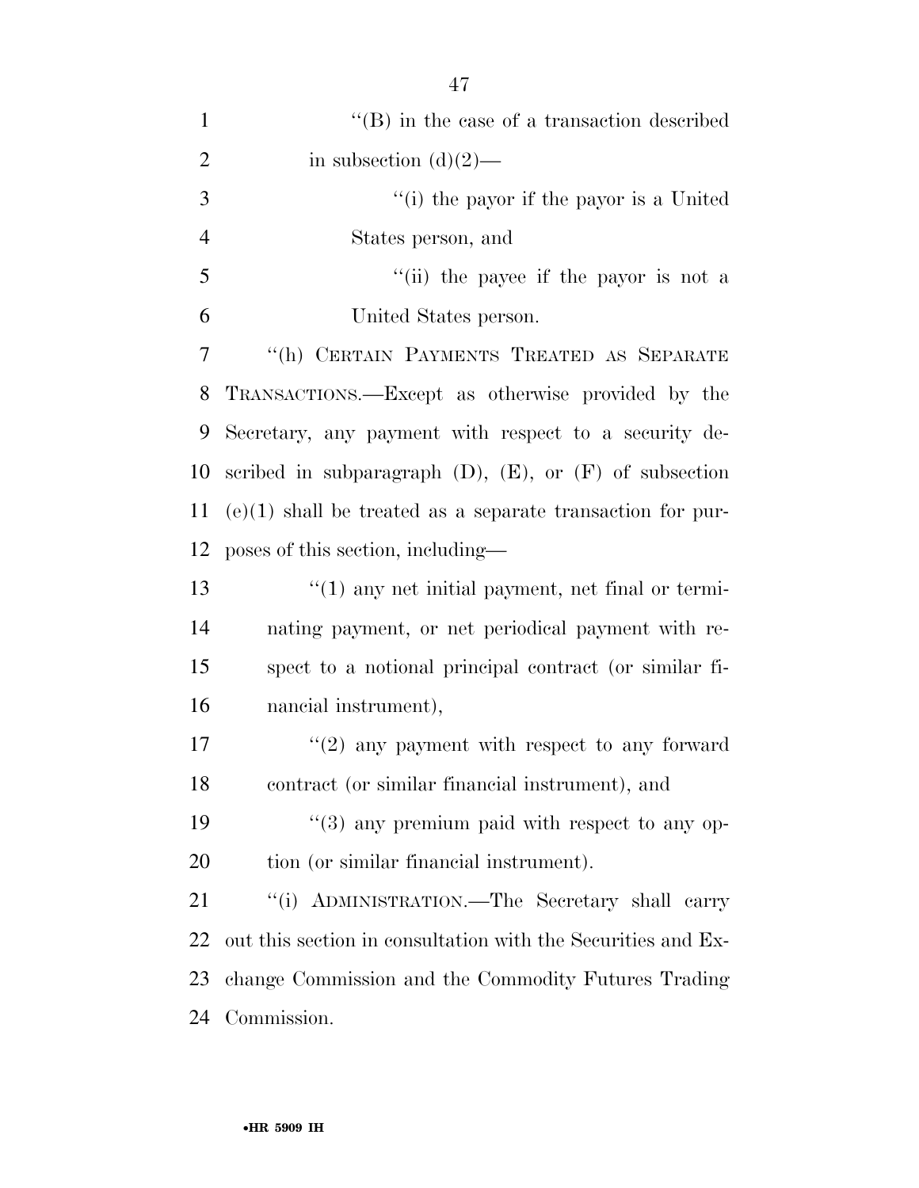''(B) in the case of a transaction described in subsection (d)(2)—

''(i) the payor if the payor is a United States person, and

''(ii) the payee if the payor is not a United States person.

''(h) CERTAIN PAYMENTS TREATED AS SEPARATE TRANSACTIONS.—Except as otherwise provided by the Secretary, any payment with respect to a security described in subparagraph (D), (E), or (F) of subsection (e)(1) shall be treated as a separate transaction for purposes of this section, including—

''(1) any net initial payment, net final or terminating payment, or net periodical payment with respect to a notional principal contract (or similar financial instrument),

''(2) any payment with respect to any forward contract (or similar financial instrument), and

''(3) any premium paid with respect to any option (or similar financial instrument).

''(i) ADMINISTRATION.—The Secretary shall carry out this section in consultation with the Securities and Exchange Commission and the Commodity Futures Trading Commission.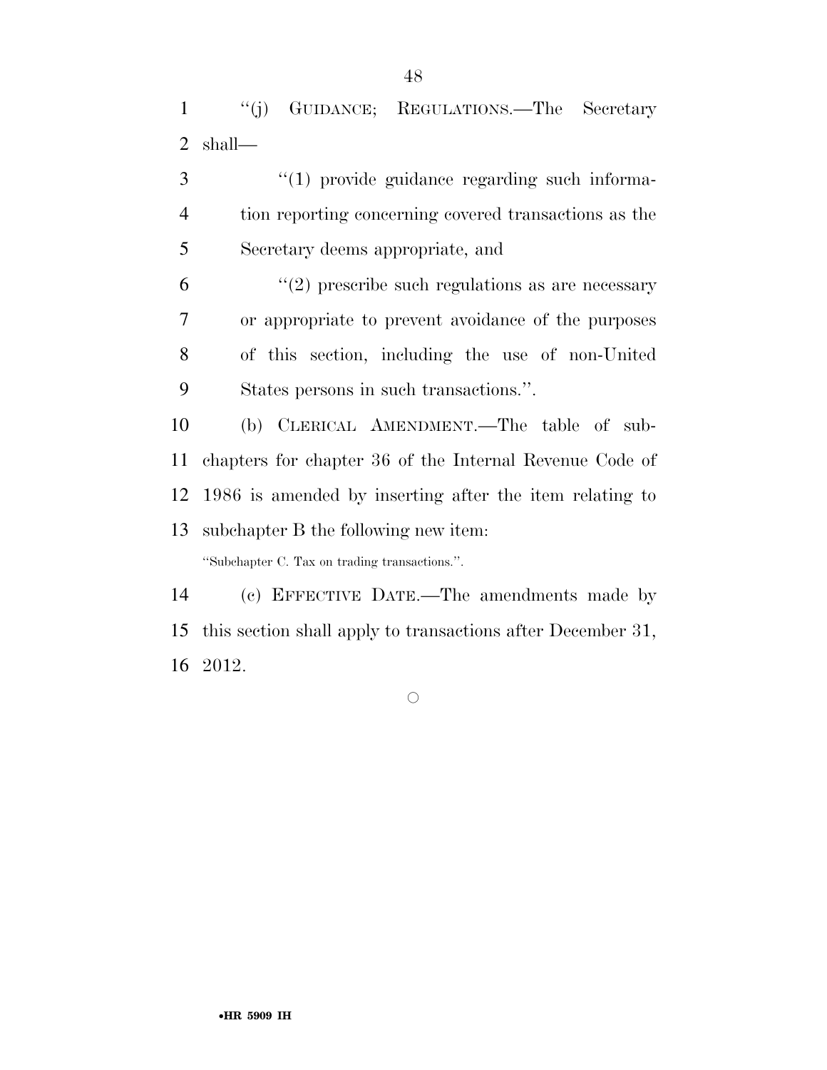"(j) GUIDANCE; REGULATIONS.—The Secretary shall—

"(1) provide guidance regarding such information reporting concerning covered transactions as the Secretary deems appropriate, and

"(2) prescribe such regulations as are necessary or appropriate to prevent avoidance of the purposes of this section, including the use of non-United States persons in such transactions.".

(b) CLERICAL AMENDMENT.—The table of subchapters for chapter 36 of the Internal Revenue Code of 1986 is amended by inserting after the item relating to subchapter B the following new item:

"Subchapter C. Tax on trading transactions.".

(c) EFFECTIVE DATE.—The amendments made by this section shall apply to transactions after December 31, 2012.

○